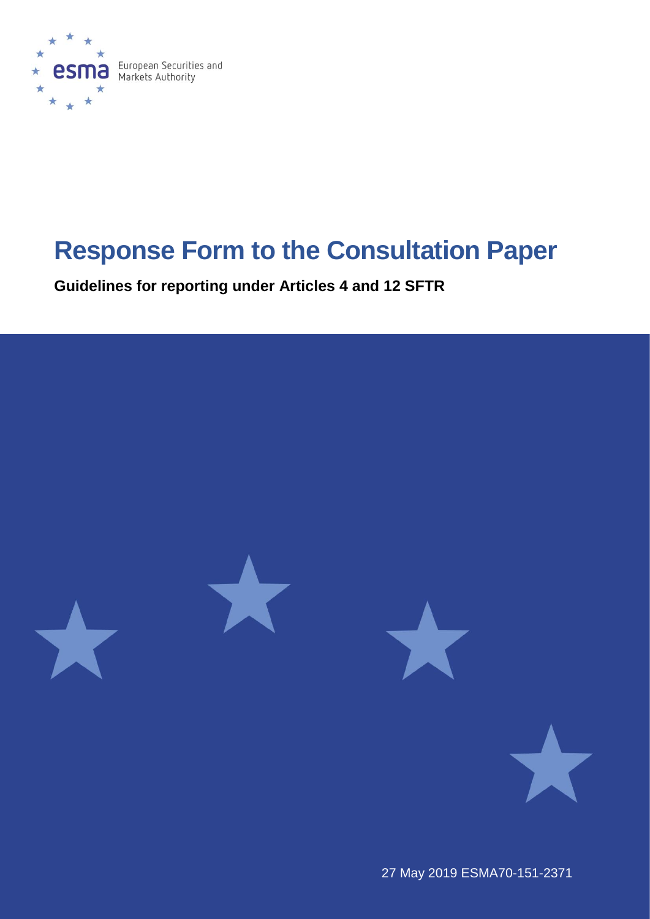European Securities and Markets Authority

# Response Form to the Consultation Paper

**Guidelines for reporting under Articles 4 and 12 SFTR**

27 May 2019 ESMA70-151-2371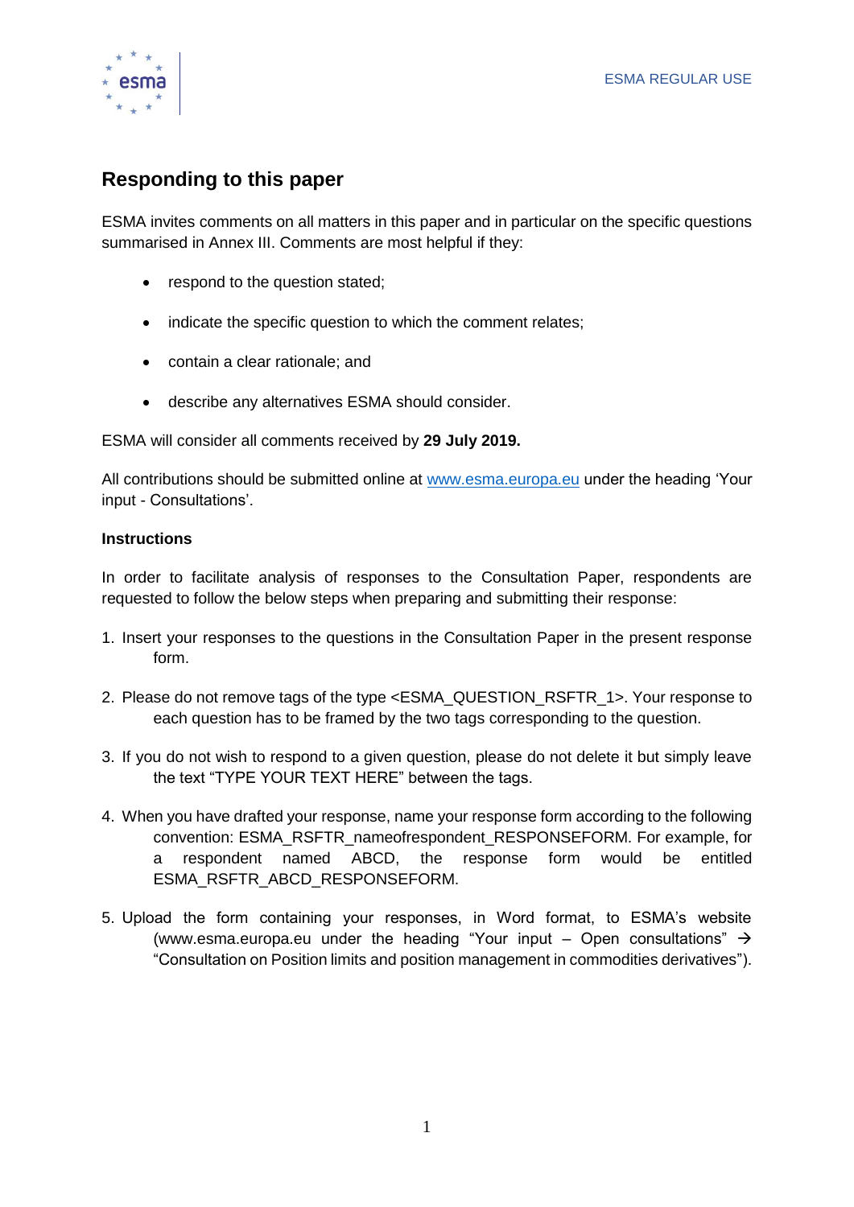## Responding to this paper

ESMA invites comments on all matters in this paper and in particular on the specific questions summarised in Annex III. Comments are most helpful if they:

- respond to the question stated;
- indicate the specific question to which the comment relates;
- contain a clear rationale; and
- describe any alternatives ESMA should consider.

ESMA will consider all comments received by **29 July 2019.**

All contributions should be submitted online at www.esma.europa.eu under the heading 'Your input - Consultations'.

**Instructions**

In order to facilitate analysis of responses to the Consultation Paper, respondents are requested to follow the below steps when preparing and submitting their response:

1. Insert your responses to the questions in the Consultation Paper in the present response form.
2. Please do not remove tags of the type <ESMA_QUESTION_RSFTR_1>. Your response to each question has to be framed by the two tags corresponding to the question.
3. If you do not wish to respond to a given question, please do not delete it but simply leave the text "TYPE YOUR TEXT HERE" between the tags.
4. When you have drafted your response, name your response form according to the following convention: ESMA_RSFTR_nameofrespondent_RESPONSEFORM. For example, for a respondent named ABCD, the response form would be entitled ESMA_RSFTR_ABCD_RESPONSEFORM.
5. Upload the form containing your responses, in Word format, to ESMA's website (www.esma.europa.eu under the heading "Your input – Open consultations" → "Consultation on Position limits and position management in commodities derivatives").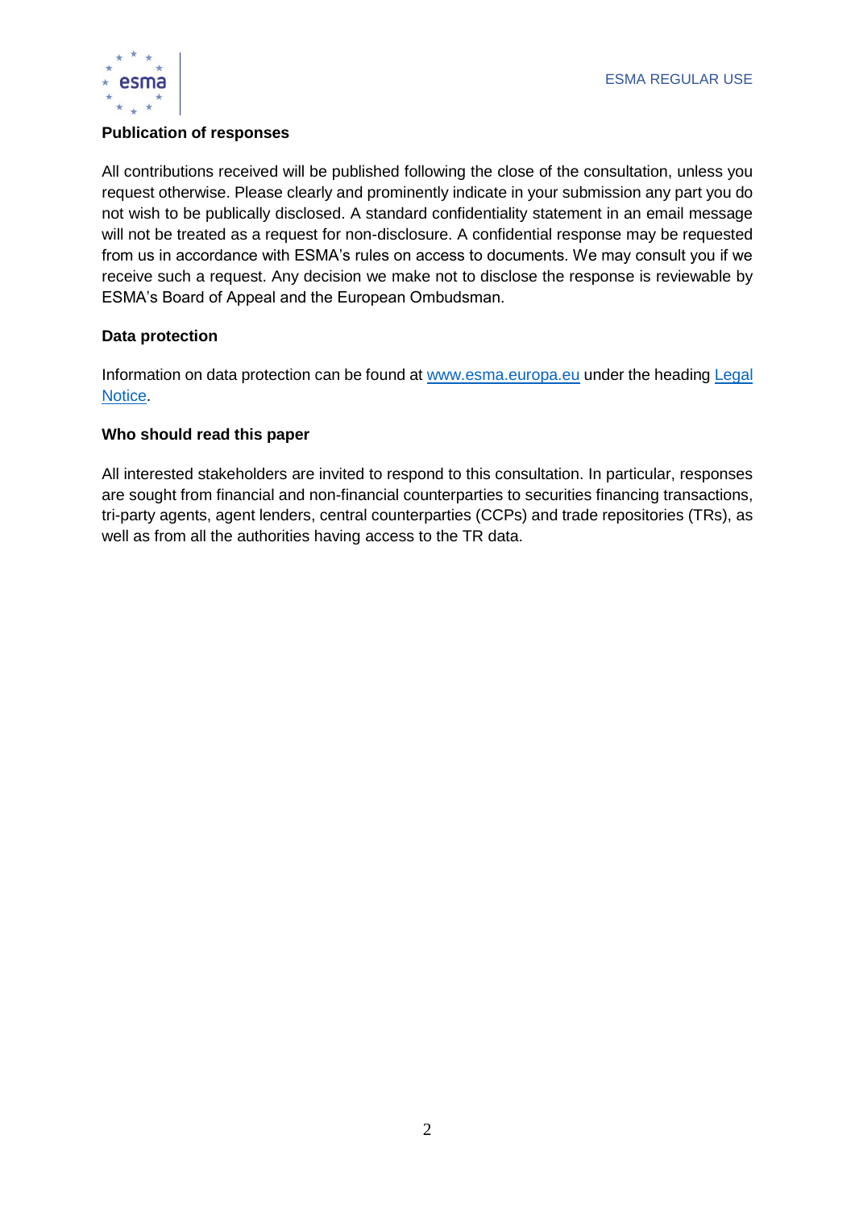**Publication of responses**

All contributions received will be published following the close of the consultation, unless you request otherwise. Please clearly and prominently indicate in your submission any part you do not wish to be publically disclosed. A standard confidentiality statement in an email message will not be treated as a request for non-disclosure. A confidential response may be requested from us in accordance with ESMA's rules on access to documents. We may consult you if we receive such a request. Any decision we make not to disclose the response is reviewable by ESMA's Board of Appeal and the European Ombudsman.

**Data protection**

Information on data protection can be found at [www.esma.europa.eu](www.esma.europa.eu) under the heading [Legal Notice](Legal Notice).

**Who should read this paper**

All interested stakeholders are invited to respond to this consultation. In particular, responses are sought from financial and non-financial counterparties to securities financing transactions, tri-party agents, agent lenders, central counterparties (CCPs) and trade repositories (TRs), as well as from all the authorities having access to the TR data.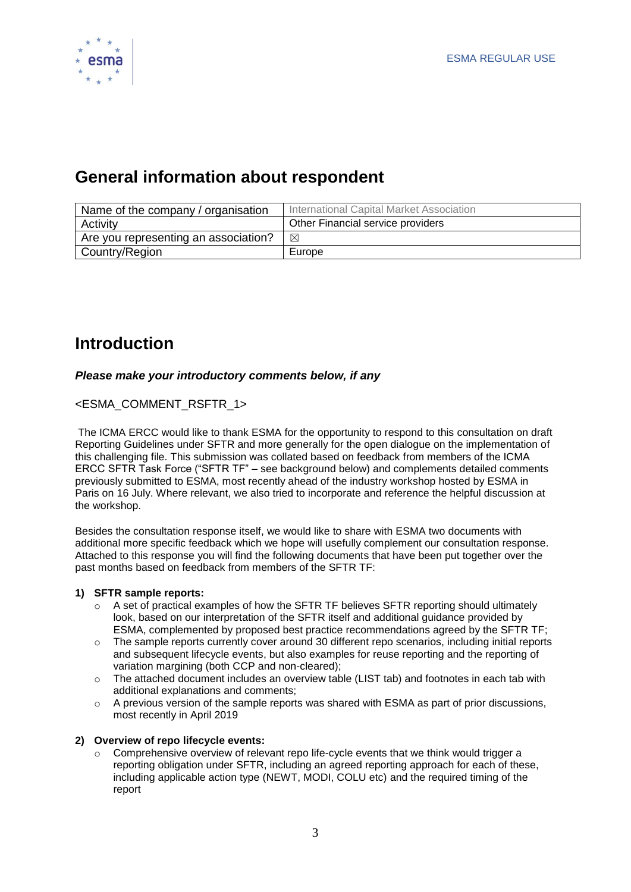## General information about respondent

| Name of the company / organisation | International Capital Market Association |
|---|---|
| Activity | Other Financial service providers |
| Are you representing an association? | ☒ |
| Country/Region | Europe |

## Introduction

***Please make your introductory comments below, if any***

<ESMA_COMMENT_RSFTR_1>

The ICMA ERCC would like to thank ESMA for the opportunity to respond to this consultation on draft Reporting Guidelines under SFTR and more generally for the open dialogue on the implementation of this challenging file. This submission was collated based on feedback from members of the ICMA ERCC SFTR Task Force ("SFTR TF" – see background below) and complements detailed comments previously submitted to ESMA, most recently ahead of the industry workshop hosted by ESMA in Paris on 16 July. Where relevant, we also tried to incorporate and reference the helpful discussion at the workshop.

Besides the consultation response itself, we would like to share with ESMA two documents with additional more specific feedback which we hope will usefully complement our consultation response. Attached to this response you will find the following documents that have been put together over the past months based on feedback from members of the SFTR TF:

**1) SFTR sample reports:**

- A set of practical examples of how the SFTR TF believes SFTR reporting should ultimately look, based on our interpretation of the SFTR itself and additional guidance provided by ESMA, complemented by proposed best practice recommendations agreed by the SFTR TF;
- The sample reports currently cover around 30 different repo scenarios, including initial reports and subsequent lifecycle events, but also examples for reuse reporting and the reporting of variation margining (both CCP and non-cleared);
- The attached document includes an overview table (LIST tab) and footnotes in each tab with additional explanations and comments;
- A previous version of the sample reports was shared with ESMA as part of prior discussions, most recently in April 2019

**2) Overview of repo lifecycle events:**

- Comprehensive overview of relevant repo life-cycle events that we think would trigger a reporting obligation under SFTR, including an agreed reporting approach for each of these, including applicable action type (NEWT, MODI, COLU etc) and the required timing of the report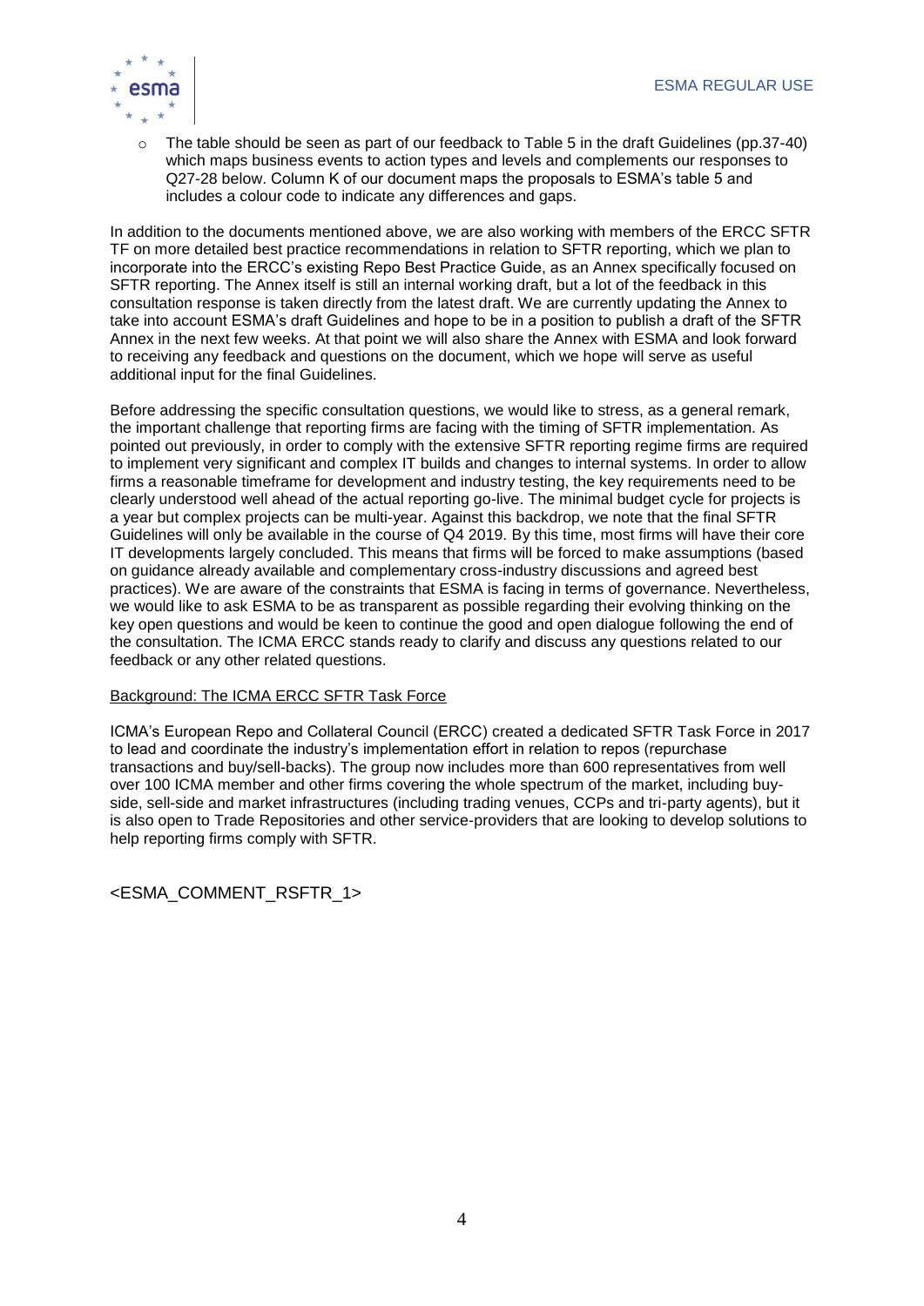- The table should be seen as part of our feedback to Table 5 in the draft Guidelines (pp.37-40) which maps business events to action types and levels and complements our responses to Q27-28 below. Column K of our document maps the proposals to ESMA's table 5 and includes a colour code to indicate any differences and gaps.

In addition to the documents mentioned above, we are also working with members of the ERCC SFTR TF on more detailed best practice recommendations in relation to SFTR reporting, which we plan to incorporate into the ERCC's existing Repo Best Practice Guide, as an Annex specifically focused on SFTR reporting. The Annex itself is still an internal working draft, but a lot of the feedback in this consultation response is taken directly from the latest draft. We are currently updating the Annex to take into account ESMA's draft Guidelines and hope to be in a position to publish a draft of the SFTR Annex in the next few weeks. At that point we will also share the Annex with ESMA and look forward to receiving any feedback and questions on the document, which we hope will serve as useful additional input for the final Guidelines.

Before addressing the specific consultation questions, we would like to stress, as a general remark, the important challenge that reporting firms are facing with the timing of SFTR implementation. As pointed out previously, in order to comply with the extensive SFTR reporting regime firms are required to implement very significant and complex IT builds and changes to internal systems. In order to allow firms a reasonable timeframe for development and industry testing, the key requirements need to be clearly understood well ahead of the actual reporting go-live. The minimal budget cycle for projects is a year but complex projects can be multi-year. Against this backdrop, we note that the final SFTR Guidelines will only be available in the course of Q4 2019. By this time, most firms will have their core IT developments largely concluded. This means that firms will be forced to make assumptions (based on guidance already available and complementary cross-industry discussions and agreed best practices). We are aware of the constraints that ESMA is facing in terms of governance. Nevertheless, we would like to ask ESMA to be as transparent as possible regarding their evolving thinking on the key open questions and would be keen to continue the good and open dialogue following the end of the consultation. The ICMA ERCC stands ready to clarify and discuss any questions related to our feedback or any other related questions.

Background: The ICMA ERCC SFTR Task Force

ICMA's European Repo and Collateral Council (ERCC) created a dedicated SFTR Task Force in 2017 to lead and coordinate the industry's implementation effort in relation to repos (repurchase transactions and buy/sell-backs). The group now includes more than 600 representatives from well over 100 ICMA member and other firms covering the whole spectrum of the market, including buy-side, sell-side and market infrastructures (including trading venues, CCPs and tri-party agents), but it is also open to Trade Repositories and other service-providers that are looking to develop solutions to help reporting firms comply with SFTR.

<ESMA_COMMENT_RSFTR_1>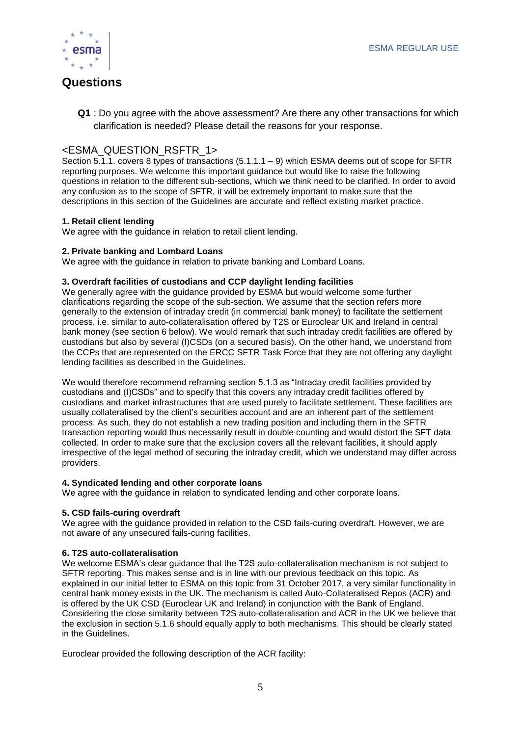# Questions

**Q1** : Do you agree with the above assessment? Are there any other transactions for which clarification is needed? Please detail the reasons for your response.

<ESMA_QUESTION_RSFTR_1>

Section 5.1.1. covers 8 types of transactions (5.1.1.1 – 9) which ESMA deems out of scope for SFTR reporting purposes. We welcome this important guidance but would like to raise the following questions in relation to the different sub-sections, which we think need to be clarified. In order to avoid any confusion as to the scope of SFTR, it will be extremely important to make sure that the descriptions in this section of the Guidelines are accurate and reflect existing market practice.

**1. Retail client lending**

We agree with the guidance in relation to retail client lending.

**2. Private banking and Lombard Loans**

We agree with the guidance in relation to private banking and Lombard Loans.

**3. Overdraft facilities of custodians and CCP daylight lending facilities**

We generally agree with the guidance provided by ESMA but would welcome some further clarifications regarding the scope of the sub-section. We assume that the section refers more generally to the extension of intraday credit (in commercial bank money) to facilitate the settlement process, i.e. similar to auto-collateralisation offered by T2S or Euroclear UK and Ireland in central bank money (see section 6 below). We would remark that such intraday credit facilities are offered by custodians but also by several (I)CSDs (on a secured basis). On the other hand, we understand from the CCPs that are represented on the ERCC SFTR Task Force that they are not offering any daylight lending facilities as described in the Guidelines.

We would therefore recommend reframing section 5.1.3 as "Intraday credit facilities provided by custodians and (I)CSDs" and to specify that this covers any intraday credit facilities offered by custodians and market infrastructures that are used purely to facilitate settlement. These facilities are usually collateralised by the client's securities account and are an inherent part of the settlement process. As such, they do not establish a new trading position and including them in the SFTR transaction reporting would thus necessarily result in double counting and would distort the SFT data collected. In order to make sure that the exclusion covers all the relevant facilities, it should apply irrespective of the legal method of securing the intraday credit, which we understand may differ across providers.

**4. Syndicated lending and other corporate loans**

We agree with the guidance in relation to syndicated lending and other corporate loans.

**5. CSD fails-curing overdraft**

We agree with the guidance provided in relation to the CSD fails-curing overdraft. However, we are not aware of any unsecured fails-curing facilities.

**6. T2S auto-collateralisation**

We welcome ESMA's clear guidance that the T2S auto-collateralisation mechanism is not subject to SFTR reporting. This makes sense and is in line with our previous feedback on this topic. As explained in our initial letter to ESMA on this topic from 31 October 2017, a very similar functionality in central bank money exists in the UK. The mechanism is called Auto-Collateralised Repos (ACR) and is offered by the UK CSD (Euroclear UK and Ireland) in conjunction with the Bank of England. Considering the close similarity between T2S auto-collateralisation and ACR in the UK we believe that the exclusion in section 5.1.6 should equally apply to both mechanisms. This should be clearly stated in the Guidelines.

Euroclear provided the following description of the ACR facility: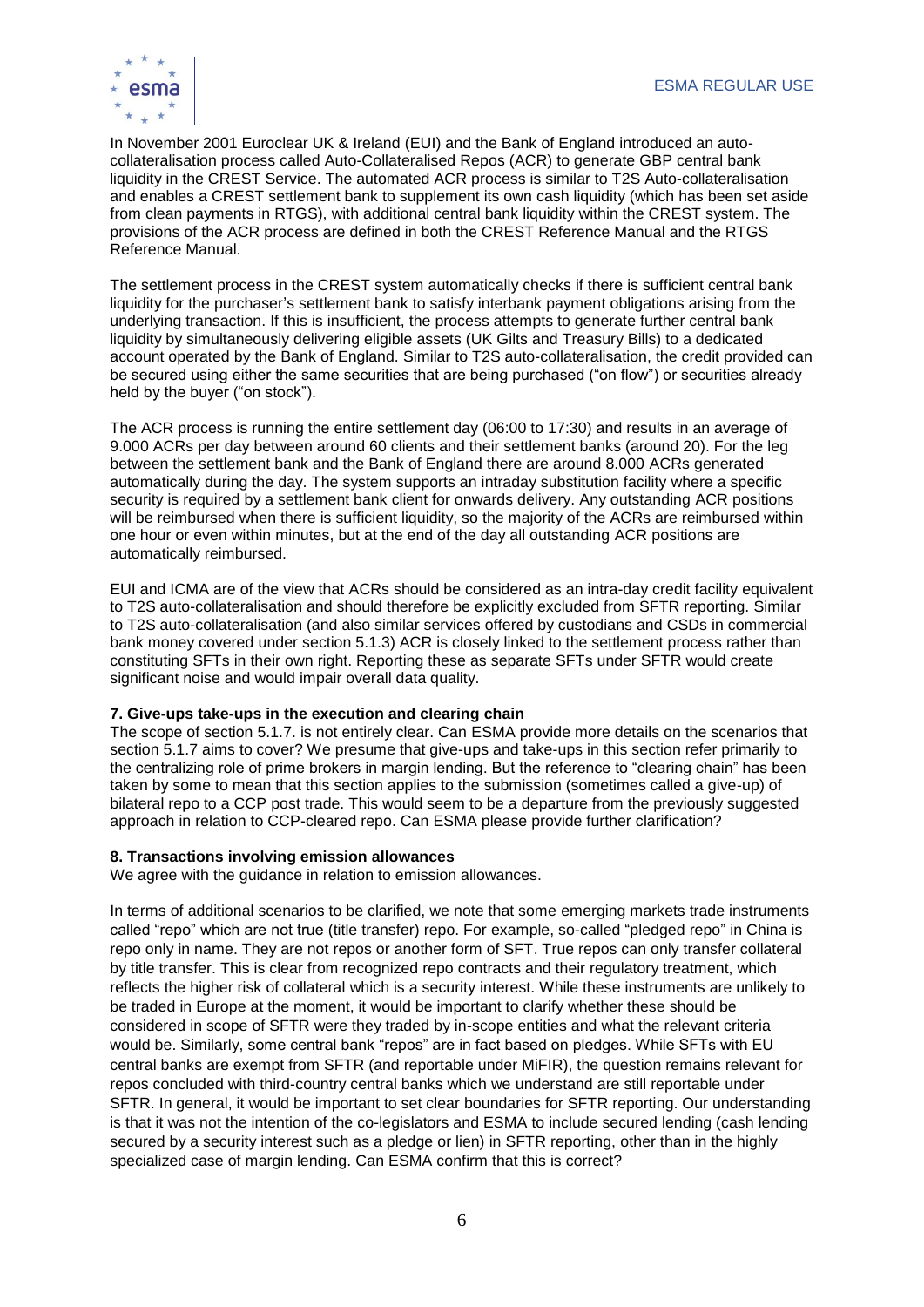In November 2001 Euroclear UK & Ireland (EUI) and the Bank of England introduced an auto-collateralisation process called Auto-Collateralised Repos (ACR) to generate GBP central bank liquidity in the CREST Service. The automated ACR process is similar to T2S Auto-collateralisation and enables a CREST settlement bank to supplement its own cash liquidity (which has been set aside from clean payments in RTGS), with additional central bank liquidity within the CREST system. The provisions of the ACR process are defined in both the CREST Reference Manual and the RTGS Reference Manual.

The settlement process in the CREST system automatically checks if there is sufficient central bank liquidity for the purchaser's settlement bank to satisfy interbank payment obligations arising from the underlying transaction. If this is insufficient, the process attempts to generate further central bank liquidity by simultaneously delivering eligible assets (UK Gilts and Treasury Bills) to a dedicated account operated by the Bank of England. Similar to T2S auto-collateralisation, the credit provided can be secured using either the same securities that are being purchased ("on flow") or securities already held by the buyer ("on stock").

The ACR process is running the entire settlement day (06:00 to 17:30) and results in an average of 9.000 ACRs per day between around 60 clients and their settlement banks (around 20). For the leg between the settlement bank and the Bank of England there are around 8.000 ACRs generated automatically during the day. The system supports an intraday substitution facility where a specific security is required by a settlement bank client for onwards delivery. Any outstanding ACR positions will be reimbursed when there is sufficient liquidity, so the majority of the ACRs are reimbursed within one hour or even within minutes, but at the end of the day all outstanding ACR positions are automatically reimbursed.

EUI and ICMA are of the view that ACRs should be considered as an intra-day credit facility equivalent to T2S auto-collateralisation and should therefore be explicitly excluded from SFTR reporting. Similar to T2S auto-collateralisation (and also similar services offered by custodians and CSDs in commercial bank money covered under section 5.1.3) ACR is closely linked to the settlement process rather than constituting SFTs in their own right. Reporting these as separate SFTs under SFTR would create significant noise and would impair overall data quality.

**7. Give-ups take-ups in the execution and clearing chain**

The scope of section 5.1.7. is not entirely clear. Can ESMA provide more details on the scenarios that section 5.1.7 aims to cover? We presume that give-ups and take-ups in this section refer primarily to the centralizing role of prime brokers in margin lending. But the reference to "clearing chain" has been taken by some to mean that this section applies to the submission (sometimes called a give-up) of bilateral repo to a CCP post trade. This would seem to be a departure from the previously suggested approach in relation to CCP-cleared repo. Can ESMA please provide further clarification?

**8. Transactions involving emission allowances**

We agree with the guidance in relation to emission allowances.

In terms of additional scenarios to be clarified, we note that some emerging markets trade instruments called "repo" which are not true (title transfer) repo. For example, so-called "pledged repo" in China is repo only in name. They are not repos or another form of SFT. True repos can only transfer collateral by title transfer. This is clear from recognized repo contracts and their regulatory treatment, which reflects the higher risk of collateral which is a security interest. While these instruments are unlikely to be traded in Europe at the moment, it would be important to clarify whether these should be considered in scope of SFTR were they traded by in-scope entities and what the relevant criteria would be. Similarly, some central bank "repos" are in fact based on pledges. While SFTs with EU central banks are exempt from SFTR (and reportable under MiFIR), the question remains relevant for repos concluded with third-country central banks which we understand are still reportable under SFTR. In general, it would be important to set clear boundaries for SFTR reporting. Our understanding is that it was not the intention of the co-legislators and ESMA to include secured lending (cash lending secured by a security interest such as a pledge or lien) in SFTR reporting, other than in the highly specialized case of margin lending. Can ESMA confirm that this is correct?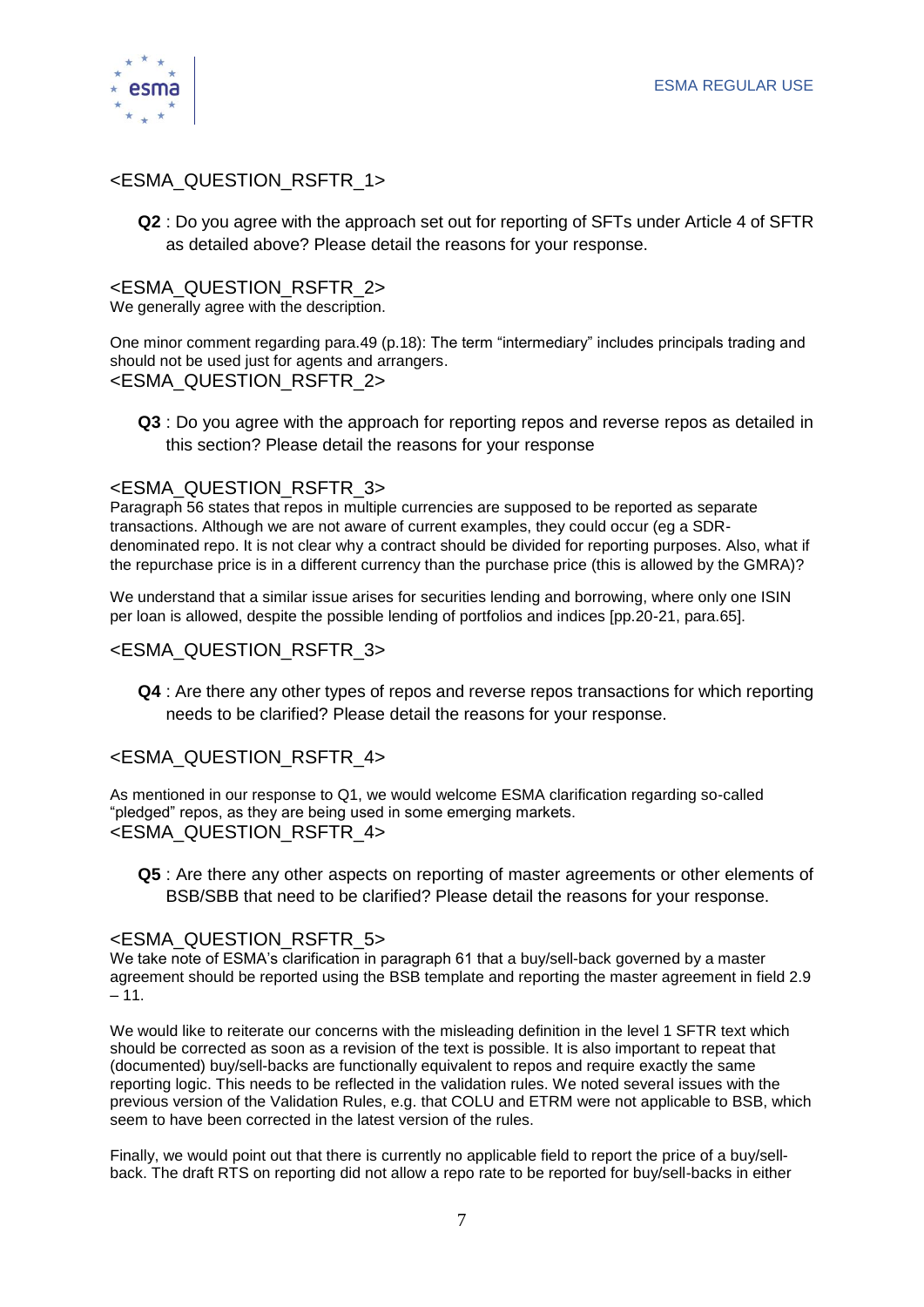<ESMA_QUESTION_RSFTR_1>

**Q2** : Do you agree with the approach set out for reporting of SFTs under Article 4 of SFTR as detailed above? Please detail the reasons for your response.

<ESMA_QUESTION_RSFTR_2>
We generally agree with the description.

One minor comment regarding para.49 (p.18): The term "intermediary" includes principals trading and should not be used just for agents and arrangers.
<ESMA_QUESTION_RSFTR_2>

**Q3** : Do you agree with the approach for reporting repos and reverse repos as detailed in this section? Please detail the reasons for your response

<ESMA_QUESTION_RSFTR_3>
Paragraph 56 states that repos in multiple currencies are supposed to be reported as separate transactions. Although we are not aware of current examples, they could occur (eg a SDR-denominated repo. It is not clear why a contract should be divided for reporting purposes. Also, what if the repurchase price is in a different currency than the purchase price (this is allowed by the GMRA)?

We understand that a similar issue arises for securities lending and borrowing, where only one ISIN per loan is allowed, despite the possible lending of portfolios and indices [pp.20-21, para.65].

<ESMA_QUESTION_RSFTR_3>

**Q4** : Are there any other types of repos and reverse repos transactions for which reporting needs to be clarified? Please detail the reasons for your response.

<ESMA_QUESTION_RSFTR_4>

As mentioned in our response to Q1, we would welcome ESMA clarification regarding so-called "pledged" repos, as they are being used in some emerging markets.
<ESMA_QUESTION_RSFTR_4>

**Q5** : Are there any other aspects on reporting of master agreements or other elements of BSB/SBB that need to be clarified? Please detail the reasons for your response.

<ESMA_QUESTION_RSFTR_5>
We take note of ESMA's clarification in paragraph 61 that a buy/sell-back governed by a master agreement should be reported using the BSB template and reporting the master agreement in field 2.9 – 11.

We would like to reiterate our concerns with the misleading definition in the level 1 SFTR text which should be corrected as soon as a revision of the text is possible. It is also important to repeat that (documented) buy/sell-backs are functionally equivalent to repos and require exactly the same reporting logic. This needs to be reflected in the validation rules. We noted several issues with the previous version of the Validation Rules, e.g. that COLU and ETRM were not applicable to BSB, which seem to have been corrected in the latest version of the rules.

Finally, we would point out that there is currently no applicable field to report the price of a buy/sell-back. The draft RTS on reporting did not allow a repo rate to be reported for buy/sell-backs in either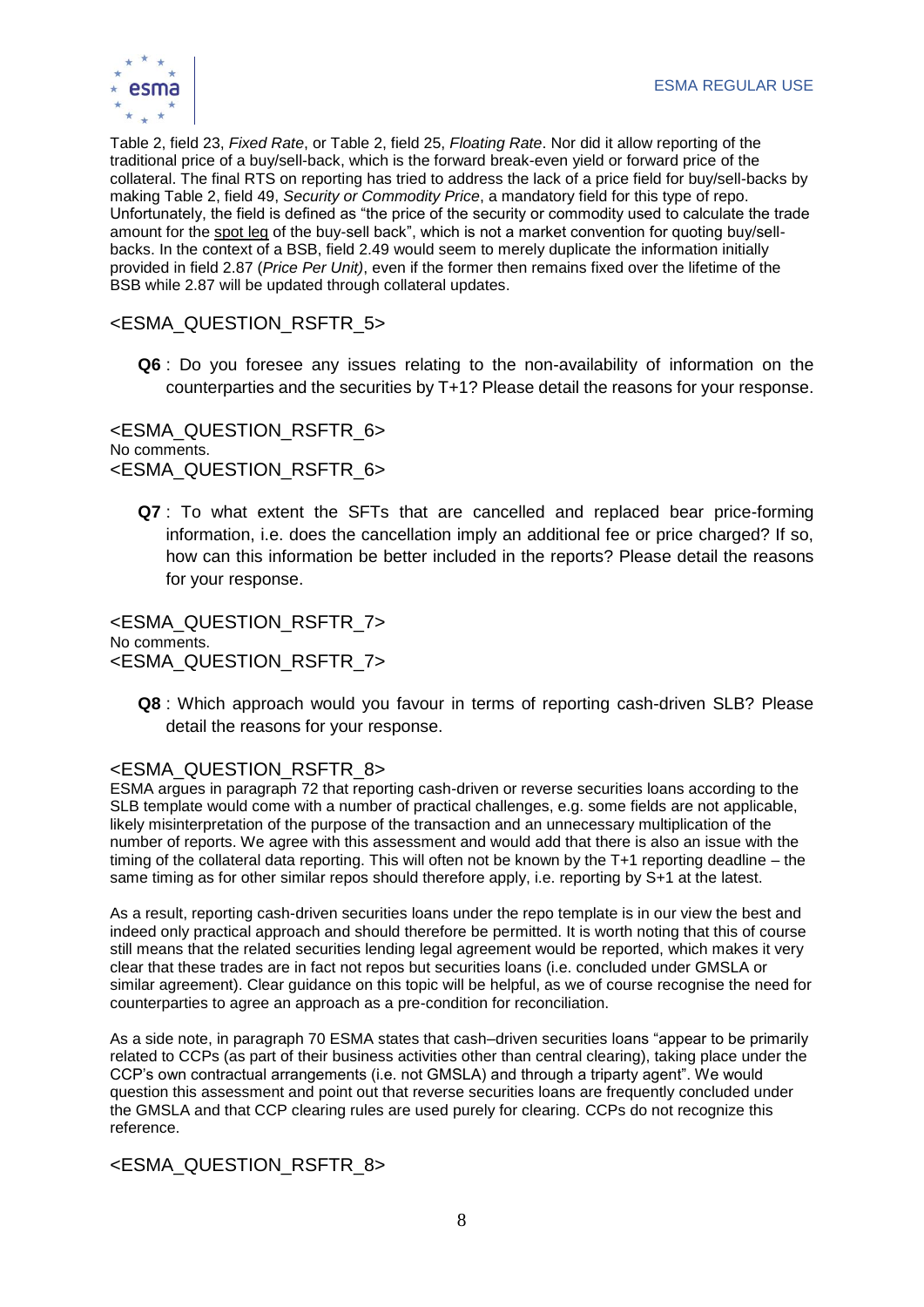Table 2, field 23, *Fixed Rate*, or Table 2, field 25, *Floating Rate*. Nor did it allow reporting of the traditional price of a buy/sell-back, which is the forward break-even yield or forward price of the collateral. The final RTS on reporting has tried to address the lack of a price field for buy/sell-backs by making Table 2, field 49, *Security or Commodity Price*, a mandatory field for this type of repo. Unfortunately, the field is defined as "the price of the security or commodity used to calculate the trade amount for the spot leg of the buy-sell back", which is not a market convention for quoting buy/sell-backs. In the context of a BSB, field 2.49 would seem to merely duplicate the information initially provided in field 2.87 (*Price Per Unit)*, even if the former then remains fixed over the lifetime of the BSB while 2.87 will be updated through collateral updates.

<ESMA_QUESTION_RSFTR_5>

**Q6** : Do you foresee any issues relating to the non-availability of information on the counterparties and the securities by T+1? Please detail the reasons for your response.

<ESMA_QUESTION_RSFTR_6>
No comments.
<ESMA_QUESTION_RSFTR_6>

**Q7** : To what extent the SFTs that are cancelled and replaced bear price-forming information, i.e. does the cancellation imply an additional fee or price charged? If so, how can this information be better included in the reports? Please detail the reasons for your response.

<ESMA_QUESTION_RSFTR_7>
No comments.
<ESMA_QUESTION_RSFTR_7>

**Q8** : Which approach would you favour in terms of reporting cash-driven SLB? Please detail the reasons for your response.

<ESMA_QUESTION_RSFTR_8>
ESMA argues in paragraph 72 that reporting cash-driven or reverse securities loans according to the SLB template would come with a number of practical challenges, e.g. some fields are not applicable, likely misinterpretation of the purpose of the transaction and an unnecessary multiplication of the number of reports. We agree with this assessment and would add that there is also an issue with the timing of the collateral data reporting. This will often not be known by the T+1 reporting deadline – the same timing as for other similar repos should therefore apply, i.e. reporting by S+1 at the latest.

As a result, reporting cash-driven securities loans under the repo template is in our view the best and indeed only practical approach and should therefore be permitted. It is worth noting that this of course still means that the related securities lending legal agreement would be reported, which makes it very clear that these trades are in fact not repos but securities loans (i.e. concluded under GMSLA or similar agreement). Clear guidance on this topic will be helpful, as we of course recognise the need for counterparties to agree an approach as a pre-condition for reconciliation.

As a side note, in paragraph 70 ESMA states that cash–driven securities loans "appear to be primarily related to CCPs (as part of their business activities other than central clearing), taking place under the CCP's own contractual arrangements (i.e. not GMSLA) and through a triparty agent". We would question this assessment and point out that reverse securities loans are frequently concluded under the GMSLA and that CCP clearing rules are used purely for clearing. CCPs do not recognize this reference.

<ESMA_QUESTION_RSFTR_8>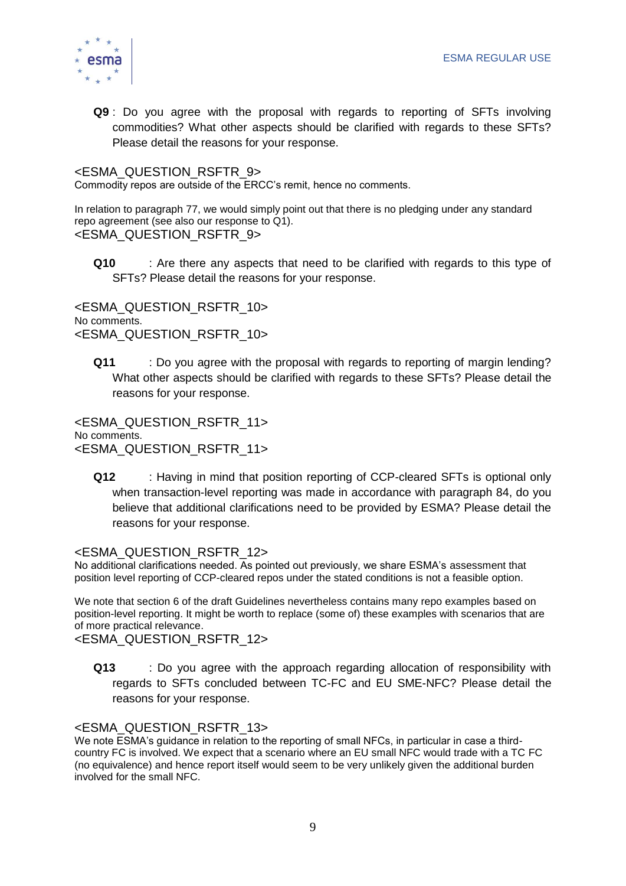**Q9** : Do you agree with the proposal with regards to reporting of SFTs involving commodities? What other aspects should be clarified with regards to these SFTs? Please detail the reasons for your response.

<ESMA_QUESTION_RSFTR_9>
Commodity repos are outside of the ERCC's remit, hence no comments.

In relation to paragraph 77, we would simply point out that there is no pledging under any standard repo agreement (see also our response to Q1).
<ESMA_QUESTION_RSFTR_9>

**Q10** : Are there any aspects that need to be clarified with regards to this type of SFTs? Please detail the reasons for your response.

<ESMA_QUESTION_RSFTR_10>
No comments.
<ESMA_QUESTION_RSFTR_10>

**Q11** : Do you agree with the proposal with regards to reporting of margin lending? What other aspects should be clarified with regards to these SFTs? Please detail the reasons for your response.

<ESMA_QUESTION_RSFTR_11>
No comments.
<ESMA_QUESTION_RSFTR_11>

**Q12** : Having in mind that position reporting of CCP-cleared SFTs is optional only when transaction-level reporting was made in accordance with paragraph 84, do you believe that additional clarifications need to be provided by ESMA? Please detail the reasons for your response.

<ESMA_QUESTION_RSFTR_12>
No additional clarifications needed. As pointed out previously, we share ESMA's assessment that position level reporting of CCP-cleared repos under the stated conditions is not a feasible option.

We note that section 6 of the draft Guidelines nevertheless contains many repo examples based on position-level reporting. It might be worth to replace (some of) these examples with scenarios that are of more practical relevance.
<ESMA_QUESTION_RSFTR_12>

**Q13** : Do you agree with the approach regarding allocation of responsibility with regards to SFTs concluded between TC-FC and EU SME-NFC? Please detail the reasons for your response.

<ESMA_QUESTION_RSFTR_13>
We note ESMA's guidance in relation to the reporting of small NFCs, in particular in case a third-country FC is involved. We expect that a scenario where an EU small NFC would trade with a TC FC (no equivalence) and hence report itself would seem to be very unlikely given the additional burden involved for the small NFC.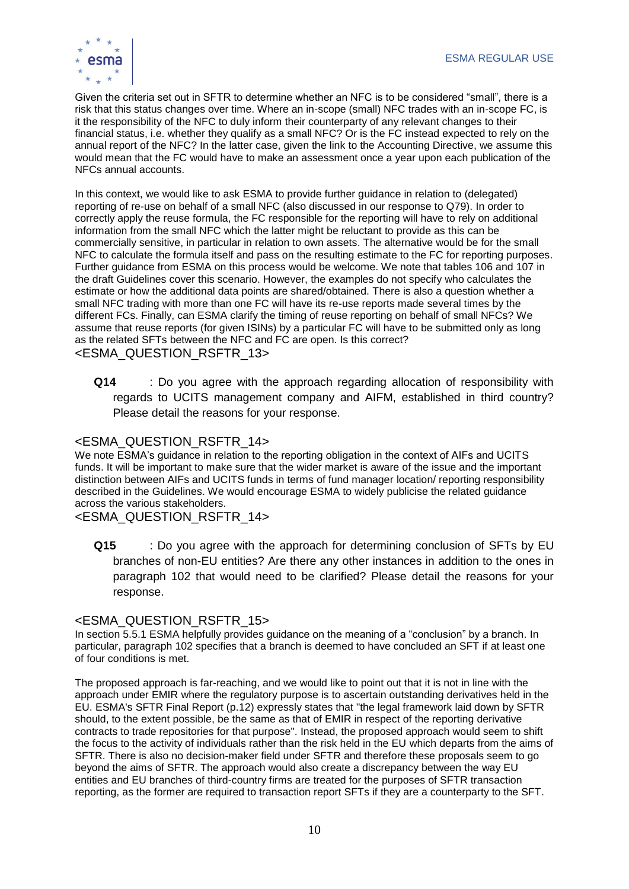Given the criteria set out in SFTR to determine whether an NFC is to be considered "small", there is a risk that this status changes over time. Where an in-scope (small) NFC trades with an in-scope FC, is it the responsibility of the NFC to duly inform their counterparty of any relevant changes to their financial status, i.e. whether they qualify as a small NFC? Or is the FC instead expected to rely on the annual report of the NFC? In the latter case, given the link to the Accounting Directive, we assume this would mean that the FC would have to make an assessment once a year upon each publication of the NFCs annual accounts.

In this context, we would like to ask ESMA to provide further guidance in relation to (delegated) reporting of re-use on behalf of a small NFC (also discussed in our response to Q79). In order to correctly apply the reuse formula, the FC responsible for the reporting will have to rely on additional information from the small NFC which the latter might be reluctant to provide as this can be commercially sensitive, in particular in relation to own assets. The alternative would be for the small NFC to calculate the formula itself and pass on the resulting estimate to the FC for reporting purposes. Further guidance from ESMA on this process would be welcome. We note that tables 106 and 107 in the draft Guidelines cover this scenario. However, the examples do not specify who calculates the estimate or how the additional data points are shared/obtained. There is also a question whether a small NFC trading with more than one FC will have its re-use reports made several times by the different FCs. Finally, can ESMA clarify the timing of reuse reporting on behalf of small NFCs? We assume that reuse reports (for given ISINs) by a particular FC will have to be submitted only as long as the related SFTs between the NFC and FC are open. Is this correct?
<ESMA_QUESTION_RSFTR_13>

**Q14** : Do you agree with the approach regarding allocation of responsibility with regards to UCITS management company and AIFM, established in third country? Please detail the reasons for your response.

<ESMA_QUESTION_RSFTR_14>
We note ESMA's guidance in relation to the reporting obligation in the context of AIFs and UCITS funds. It will be important to make sure that the wider market is aware of the issue and the important distinction between AIFs and UCITS funds in terms of fund manager location/ reporting responsibility described in the Guidelines. We would encourage ESMA to widely publicise the related guidance across the various stakeholders.
<ESMA_QUESTION_RSFTR_14>

**Q15** : Do you agree with the approach for determining conclusion of SFTs by EU branches of non-EU entities? Are there any other instances in addition to the ones in paragraph 102 that would need to be clarified? Please detail the reasons for your response.

<ESMA_QUESTION_RSFTR_15>
In section 5.5.1 ESMA helpfully provides guidance on the meaning of a "conclusion" by a branch. In particular, paragraph 102 specifies that a branch is deemed to have concluded an SFT if at least one of four conditions is met.

The proposed approach is far-reaching, and we would like to point out that it is not in line with the approach under EMIR where the regulatory purpose is to ascertain outstanding derivatives held in the EU. ESMA's SFTR Final Report (p.12) expressly states that "the legal framework laid down by SFTR should, to the extent possible, be the same as that of EMIR in respect of the reporting derivative contracts to trade repositories for that purpose". Instead, the proposed approach would seem to shift the focus to the activity of individuals rather than the risk held in the EU which departs from the aims of SFTR. There is also no decision-maker field under SFTR and therefore these proposals seem to go beyond the aims of SFTR. The approach would also create a discrepancy between the way EU entities and EU branches of third-country firms are treated for the purposes of SFTR transaction reporting, as the former are required to transaction report SFTs if they are a counterparty to the SFT.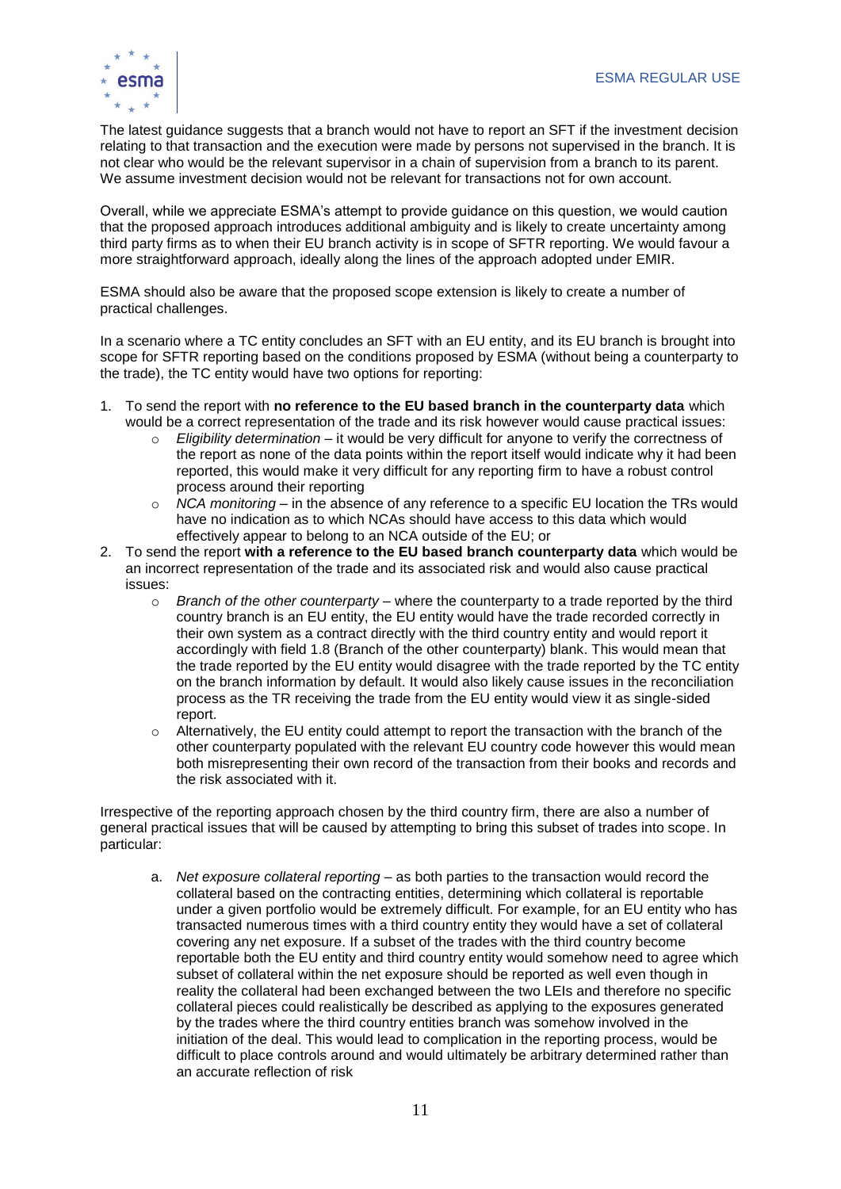The latest guidance suggests that a branch would not have to report an SFT if the investment decision relating to that transaction and the execution were made by persons not supervised in the branch. It is not clear who would be the relevant supervisor in a chain of supervision from a branch to its parent. We assume investment decision would not be relevant for transactions not for own account.

Overall, while we appreciate ESMA's attempt to provide guidance on this question, we would caution that the proposed approach introduces additional ambiguity and is likely to create uncertainty among third party firms as to when their EU branch activity is in scope of SFTR reporting. We would favour a more straightforward approach, ideally along the lines of the approach adopted under EMIR.

ESMA should also be aware that the proposed scope extension is likely to create a number of practical challenges.

In a scenario where a TC entity concludes an SFT with an EU entity, and its EU branch is brought into scope for SFTR reporting based on the conditions proposed by ESMA (without being a counterparty to the trade), the TC entity would have two options for reporting:

1. To send the report with **no reference to the EU based branch in the counterparty data** which would be a correct representation of the trade and its risk however would cause practical issues:
   - *Eligibility determination* – it would be very difficult for anyone to verify the correctness of the report as none of the data points within the report itself would indicate why it had been reported, this would make it very difficult for any reporting firm to have a robust control process around their reporting
   - *NCA monitoring* – in the absence of any reference to a specific EU location the TRs would have no indication as to which NCAs should have access to this data which would effectively appear to belong to an NCA outside of the EU; or
2. To send the report **with a reference to the EU based branch counterparty data** which would be an incorrect representation of the trade and its associated risk and would also cause practical issues:
   - *Branch of the other counterparty* – where the counterparty to a trade reported by the third country branch is an EU entity, the EU entity would have the trade recorded correctly in their own system as a contract directly with the third country entity and would report it accordingly with field 1.8 (Branch of the other counterparty) blank. This would mean that the trade reported by the EU entity would disagree with the trade reported by the TC entity on the branch information by default. It would also likely cause issues in the reconciliation process as the TR receiving the trade from the EU entity would view it as single-sided report.
   - Alternatively, the EU entity could attempt to report the transaction with the branch of the other counterparty populated with the relevant EU country code however this would mean both misrepresenting their own record of the transaction from their books and records and the risk associated with it.

Irrespective of the reporting approach chosen by the third country firm, there are also a number of general practical issues that will be caused by attempting to bring this subset of trades into scope. In particular:

a. *Net exposure collateral reporting* – as both parties to the transaction would record the collateral based on the contracting entities, determining which collateral is reportable under a given portfolio would be extremely difficult. For example, for an EU entity who has transacted numerous times with a third country entity they would have a set of collateral covering any net exposure. If a subset of the trades with the third country become reportable both the EU entity and third country entity would somehow need to agree which subset of collateral within the net exposure should be reported as well even though in reality the collateral had been exchanged between the two LEIs and therefore no specific collateral pieces could realistically be described as applying to the exposures generated by the trades where the third country entities branch was somehow involved in the initiation of the deal. This would lead to complication in the reporting process, would be difficult to place controls around and would ultimately be arbitrary determined rather than an accurate reflection of risk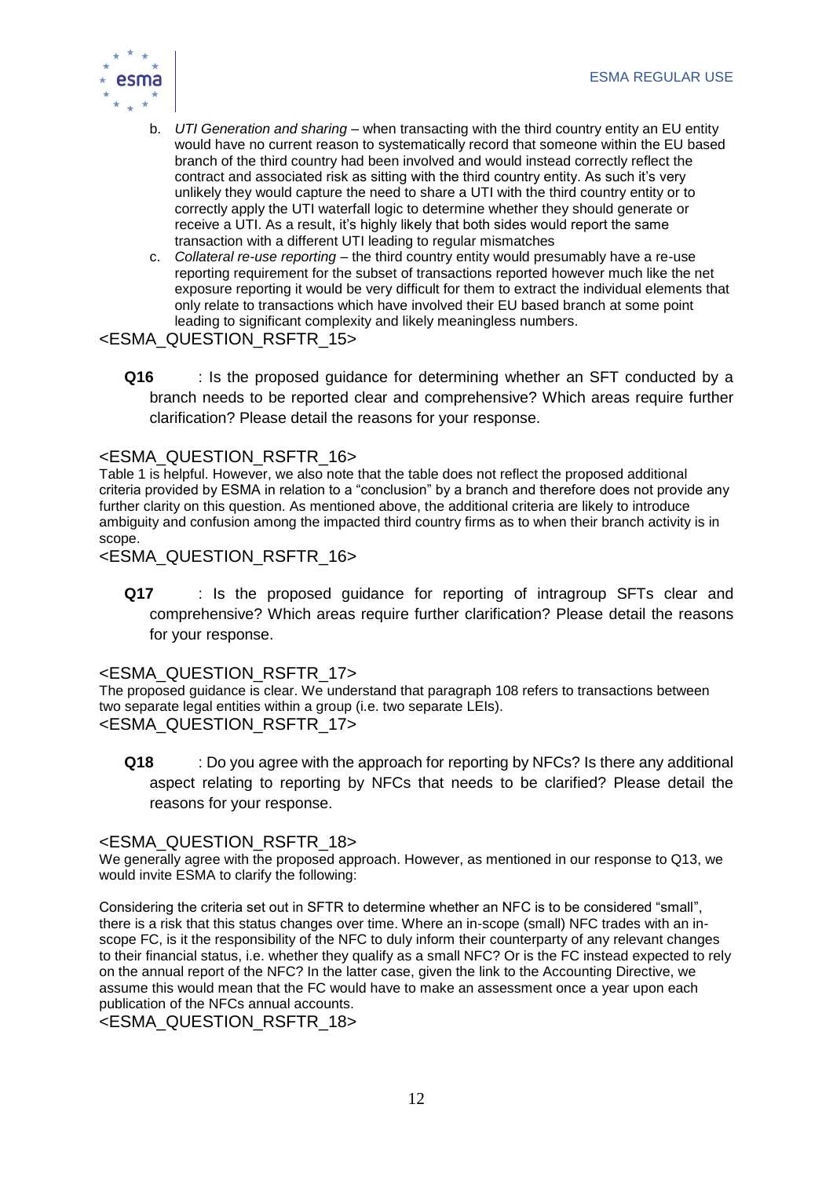b. *UTI Generation and sharing* – when transacting with the third country entity an EU entity would have no current reason to systematically record that someone within the EU based branch of the third country had been involved and would instead correctly reflect the contract and associated risk as sitting with the third country entity. As such it's very unlikely they would capture the need to share a UTI with the third country entity or to correctly apply the UTI waterfall logic to determine whether they should generate or receive a UTI. As a result, it's highly likely that both sides would report the same transaction with a different UTI leading to regular mismatches

c. *Collateral re-use reporting* – the third country entity would presumably have a re-use reporting requirement for the subset of transactions reported however much like the net exposure reporting it would be very difficult for them to extract the individual elements that only relate to transactions which have involved their EU based branch at some point leading to significant complexity and likely meaningless numbers.

<ESMA_QUESTION_RSFTR_15>

**Q16** : Is the proposed guidance for determining whether an SFT conducted by a branch needs to be reported clear and comprehensive? Which areas require further clarification? Please detail the reasons for your response.

<ESMA_QUESTION_RSFTR_16>

Table 1 is helpful. However, we also note that the table does not reflect the proposed additional criteria provided by ESMA in relation to a "conclusion" by a branch and therefore does not provide any further clarity on this question. As mentioned above, the additional criteria are likely to introduce ambiguity and confusion among the impacted third country firms as to when their branch activity is in scope.

<ESMA_QUESTION_RSFTR_16>

**Q17** : Is the proposed guidance for reporting of intragroup SFTs clear and comprehensive? Which areas require further clarification? Please detail the reasons for your response.

<ESMA_QUESTION_RSFTR_17>

The proposed guidance is clear. We understand that paragraph 108 refers to transactions between two separate legal entities within a group (i.e. two separate LEIs).

<ESMA_QUESTION_RSFTR_17>

**Q18** : Do you agree with the approach for reporting by NFCs? Is there any additional aspect relating to reporting by NFCs that needs to be clarified? Please detail the reasons for your response.

<ESMA_QUESTION_RSFTR_18>

We generally agree with the proposed approach. However, as mentioned in our response to Q13, we would invite ESMA to clarify the following:

Considering the criteria set out in SFTR to determine whether an NFC is to be considered "small", there is a risk that this status changes over time. Where an in-scope (small) NFC trades with an in-scope FC, is it the responsibility of the NFC to duly inform their counterparty of any relevant changes to their financial status, i.e. whether they qualify as a small NFC? Or is the FC instead expected to rely on the annual report of the NFC? In the latter case, given the link to the Accounting Directive, we assume this would mean that the FC would have to make an assessment once a year upon each publication of the NFCs annual accounts.

<ESMA_QUESTION_RSFTR_18>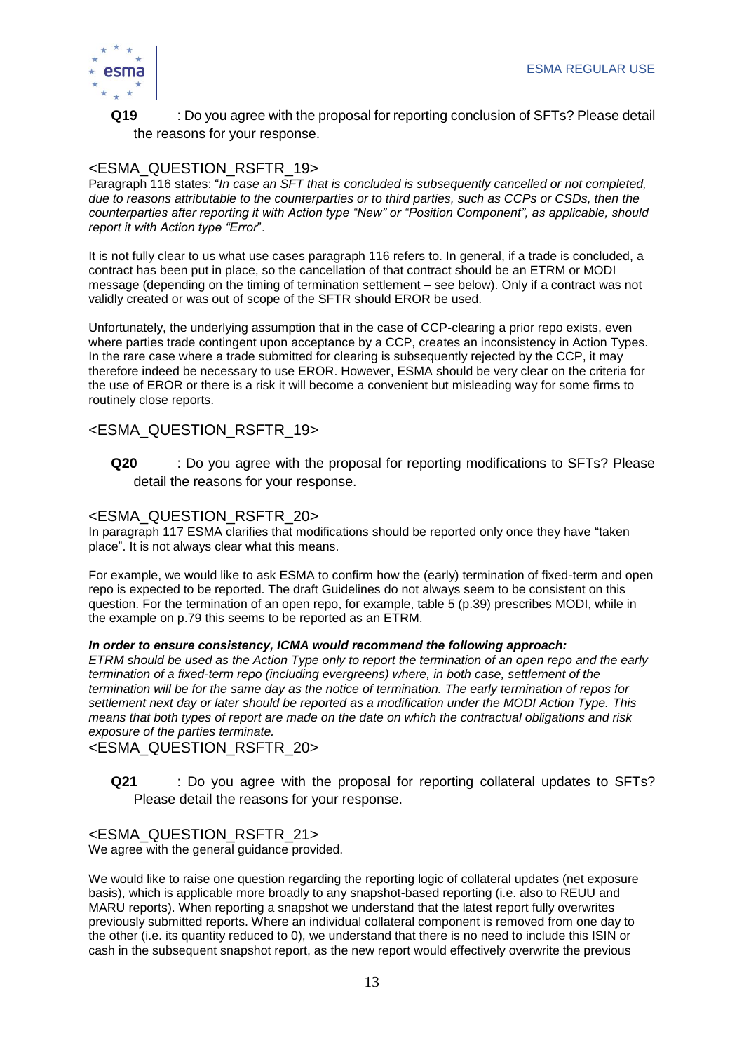**Q19** : Do you agree with the proposal for reporting conclusion of SFTs? Please detail the reasons for your response.

<ESMA_QUESTION_RSFTR_19>

Paragraph 116 states: "*In case an SFT that is concluded is subsequently cancelled or not completed, due to reasons attributable to the counterparties or to third parties, such as CCPs or CSDs, then the counterparties after reporting it with Action type "New" or "Position Component", as applicable, should report it with Action type "Error*".

It is not fully clear to us what use cases paragraph 116 refers to. In general, if a trade is concluded, a contract has been put in place, so the cancellation of that contract should be an ETRM or MODI message (depending on the timing of termination settlement – see below). Only if a contract was not validly created or was out of scope of the SFTR should EROR be used.

Unfortunately, the underlying assumption that in the case of CCP-clearing a prior repo exists, even where parties trade contingent upon acceptance by a CCP, creates an inconsistency in Action Types. In the rare case where a trade submitted for clearing is subsequently rejected by the CCP, it may therefore indeed be necessary to use EROR. However, ESMA should be very clear on the criteria for the use of EROR or there is a risk it will become a convenient but misleading way for some firms to routinely close reports.

<ESMA_QUESTION_RSFTR_19>

**Q20** : Do you agree with the proposal for reporting modifications to SFTs? Please detail the reasons for your response.

<ESMA_QUESTION_RSFTR_20>

In paragraph 117 ESMA clarifies that modifications should be reported only once they have "taken place". It is not always clear what this means.

For example, we would like to ask ESMA to confirm how the (early) termination of fixed-term and open repo is expected to be reported. The draft Guidelines do not always seem to be consistent on this question. For the termination of an open repo, for example, table 5 (p.39) prescribes MODI, while in the example on p.79 this seems to be reported as an ETRM.

***In order to ensure consistency, ICMA would recommend the following approach:***

*ETRM should be used as the Action Type only to report the termination of an open repo and the early termination of a fixed-term repo (including evergreens) where, in both case, settlement of the termination will be for the same day as the notice of termination. The early termination of repos for settlement next day or later should be reported as a modification under the MODI Action Type. This means that both types of report are made on the date on which the contractual obligations and risk exposure of the parties terminate.*

<ESMA_QUESTION_RSFTR_20>

**Q21** : Do you agree with the proposal for reporting collateral updates to SFTs? Please detail the reasons for your response.

<ESMA_QUESTION_RSFTR_21>

We agree with the general guidance provided.

We would like to raise one question regarding the reporting logic of collateral updates (net exposure basis), which is applicable more broadly to any snapshot-based reporting (i.e. also to REUU and MARU reports). When reporting a snapshot we understand that the latest report fully overwrites previously submitted reports. Where an individual collateral component is removed from one day to the other (i.e. its quantity reduced to 0), we understand that there is no need to include this ISIN or cash in the subsequent snapshot report, as the new report would effectively overwrite the previous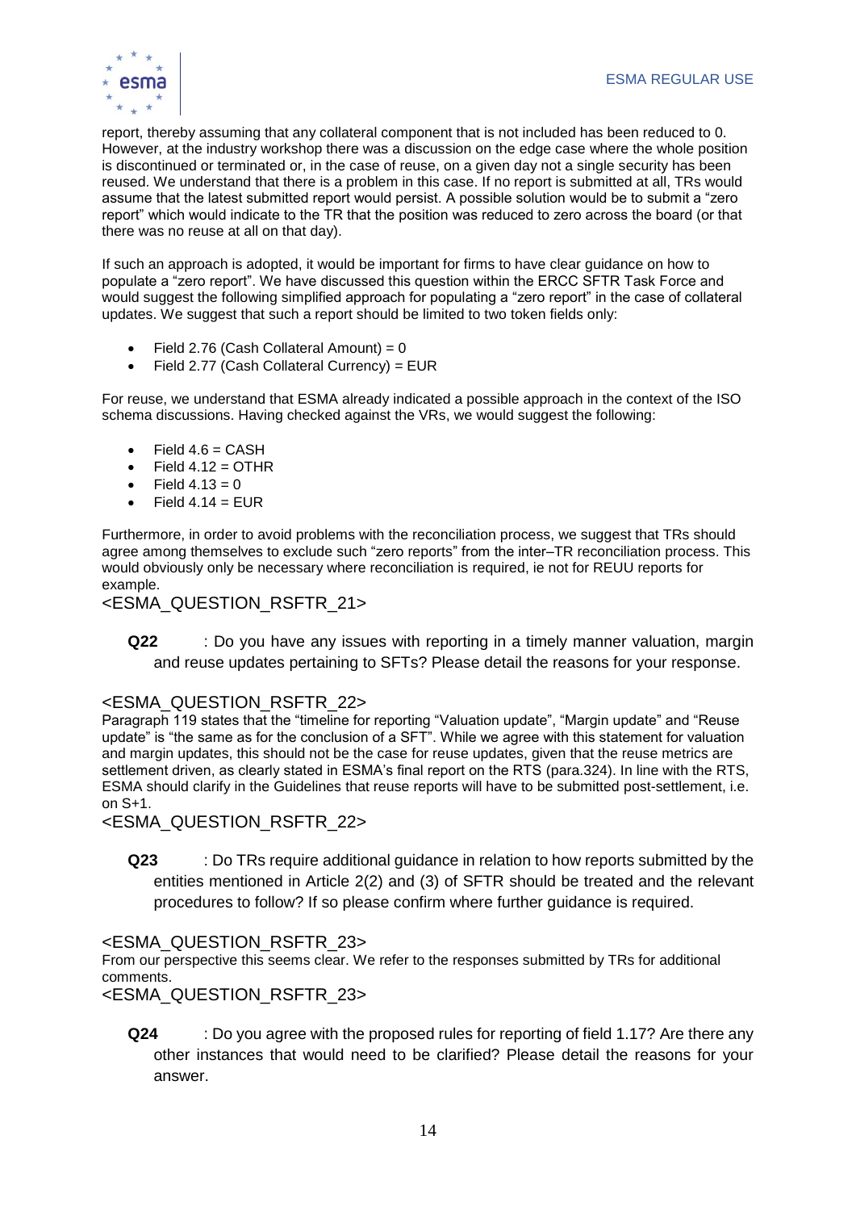report, thereby assuming that any collateral component that is not included has been reduced to 0. However, at the industry workshop there was a discussion on the edge case where the whole position is discontinued or terminated or, in the case of reuse, on a given day not a single security has been reused. We understand that there is a problem in this case. If no report is submitted at all, TRs would assume that the latest submitted report would persist. A possible solution would be to submit a "zero report" which would indicate to the TR that the position was reduced to zero across the board (or that there was no reuse at all on that day).

If such an approach is adopted, it would be important for firms to have clear guidance on how to populate a "zero report". We have discussed this question within the ERCC SFTR Task Force and would suggest the following simplified approach for populating a "zero report" in the case of collateral updates. We suggest that such a report should be limited to two token fields only:

- Field 2.76 (Cash Collateral Amount) = 0
- Field 2.77 (Cash Collateral Currency) = EUR

For reuse, we understand that ESMA already indicated a possible approach in the context of the ISO schema discussions. Having checked against the VRs, we would suggest the following:

- Field 4.6 = CASH
- Field 4.12 = OTHR
- Field 4.13 = 0
- Field 4.14 = EUR

Furthermore, in order to avoid problems with the reconciliation process, we suggest that TRs should agree among themselves to exclude such "zero reports" from the inter–TR reconciliation process. This would obviously only be necessary where reconciliation is required, ie not for REUU reports for example.

<ESMA_QUESTION_RSFTR_21>

**Q22** : Do you have any issues with reporting in a timely manner valuation, margin and reuse updates pertaining to SFTs? Please detail the reasons for your response.

<ESMA_QUESTION_RSFTR_22>

Paragraph 119 states that the "timeline for reporting "Valuation update", "Margin update" and "Reuse update" is "the same as for the conclusion of a SFT". While we agree with this statement for valuation and margin updates, this should not be the case for reuse updates, given that the reuse metrics are settlement driven, as clearly stated in ESMA's final report on the RTS (para.324). In line with the RTS, ESMA should clarify in the Guidelines that reuse reports will have to be submitted post-settlement, i.e. on S+1.

<ESMA_QUESTION_RSFTR_22>

**Q23** : Do TRs require additional guidance in relation to how reports submitted by the entities mentioned in Article 2(2) and (3) of SFTR should be treated and the relevant procedures to follow? If so please confirm where further guidance is required.

<ESMA_QUESTION_RSFTR_23>

From our perspective this seems clear. We refer to the responses submitted by TRs for additional comments.

<ESMA_QUESTION_RSFTR_23>

**Q24** : Do you agree with the proposed rules for reporting of field 1.17? Are there any other instances that would need to be clarified? Please detail the reasons for your answer.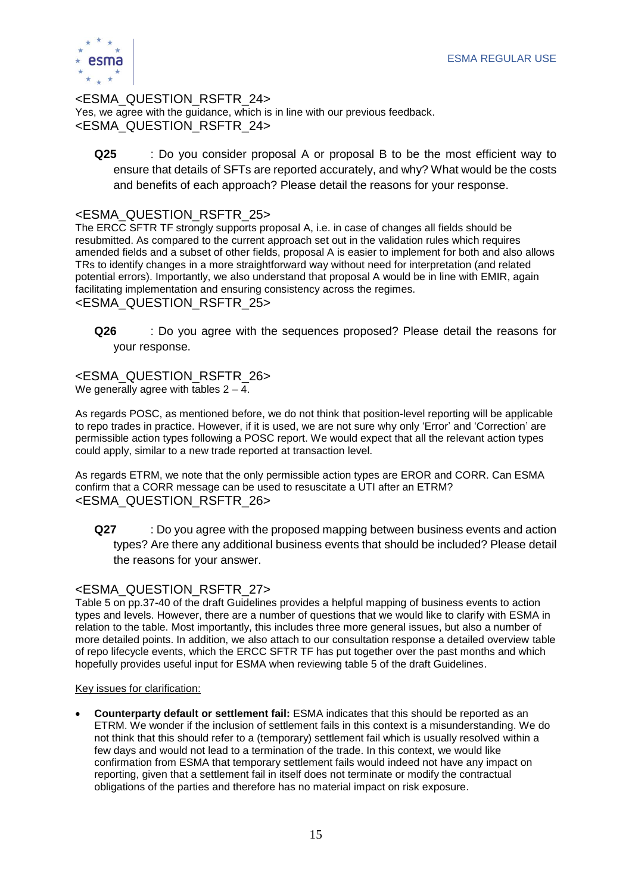<ESMA_QUESTION_RSFTR_24>
Yes, we agree with the guidance, which is in line with our previous feedback.
<ESMA_QUESTION_RSFTR_24>

**Q25** : Do you consider proposal A or proposal B to be the most efficient way to ensure that details of SFTs are reported accurately, and why? What would be the costs and benefits of each approach? Please detail the reasons for your response.

<ESMA_QUESTION_RSFTR_25>
The ERCC SFTR TF strongly supports proposal A, i.e. in case of changes all fields should be resubmitted. As compared to the current approach set out in the validation rules which requires amended fields and a subset of other fields, proposal A is easier to implement for both and also allows TRs to identify changes in a more straightforward way without need for interpretation (and related potential errors). Importantly, we also understand that proposal A would be in line with EMIR, again facilitating implementation and ensuring consistency across the regimes.
<ESMA_QUESTION_RSFTR_25>

**Q26** : Do you agree with the sequences proposed? Please detail the reasons for your response.

<ESMA_QUESTION_RSFTR_26>
We generally agree with tables 2 – 4.

As regards POSC, as mentioned before, we do not think that position-level reporting will be applicable to repo trades in practice. However, if it is used, we are not sure why only 'Error' and 'Correction' are permissible action types following a POSC report. We would expect that all the relevant action types could apply, similar to a new trade reported at transaction level.

As regards ETRM, we note that the only permissible action types are EROR and CORR. Can ESMA confirm that a CORR message can be used to resuscitate a UTI after an ETRM?
<ESMA_QUESTION_RSFTR_26>

**Q27** : Do you agree with the proposed mapping between business events and action types? Are there any additional business events that should be included? Please detail the reasons for your answer.

<ESMA_QUESTION_RSFTR_27>
Table 5 on pp.37-40 of the draft Guidelines provides a helpful mapping of business events to action types and levels. However, there are a number of questions that we would like to clarify with ESMA in relation to the table. Most importantly, this includes three more general issues, but also a number of more detailed points. In addition, we also attach to our consultation response a detailed overview table of repo lifecycle events, which the ERCC SFTR TF has put together over the past months and which hopefully provides useful input for ESMA when reviewing table 5 of the draft Guidelines.

Key issues for clarification:

- **Counterparty default or settlement fail:** ESMA indicates that this should be reported as an ETRM. We wonder if the inclusion of settlement fails in this context is a misunderstanding. We do not think that this should refer to a (temporary) settlement fail which is usually resolved within a few days and would not lead to a termination of the trade. In this context, we would like confirmation from ESMA that temporary settlement fails would indeed not have any impact on reporting, given that a settlement fail in itself does not terminate or modify the contractual obligations of the parties and therefore has no material impact on risk exposure.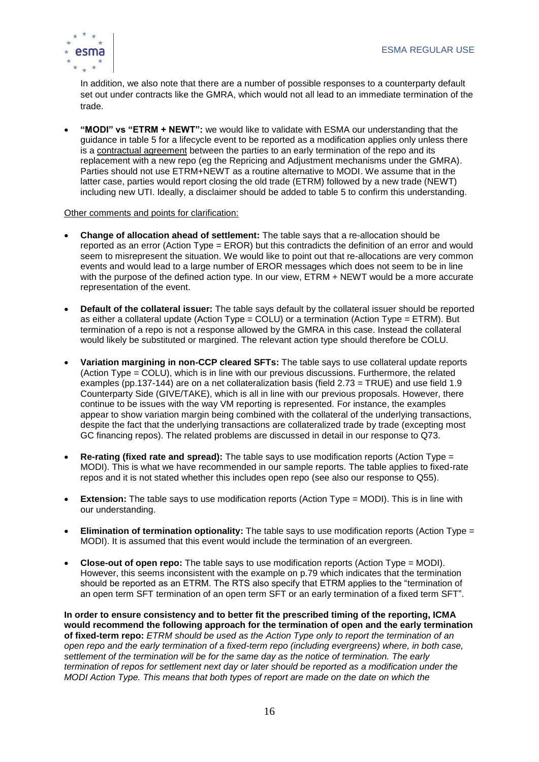In addition, we also note that there are a number of possible responses to a counterparty default set out under contracts like the GMRA, which would not all lead to an immediate termination of the trade.

- **"MODI" vs "ETRM + NEWT":** we would like to validate with ESMA our understanding that the guidance in table 5 for a lifecycle event to be reported as a modification applies only unless there is a contractual agreement between the parties to an early termination of the repo and its replacement with a new repo (eg the Repricing and Adjustment mechanisms under the GMRA). Parties should not use ETRM+NEWT as a routine alternative to MODI. We assume that in the latter case, parties would report closing the old trade (ETRM) followed by a new trade (NEWT) including new UTI. Ideally, a disclaimer should be added to table 5 to confirm this understanding.

Other comments and points for clarification:

- **Change of allocation ahead of settlement:** The table says that a re-allocation should be reported as an error (Action Type = EROR) but this contradicts the definition of an error and would seem to misrepresent the situation. We would like to point out that re-allocations are very common events and would lead to a large number of EROR messages which does not seem to be in line with the purpose of the defined action type. In our view, ETRM + NEWT would be a more accurate representation of the event.

- **Default of the collateral issuer:** The table says default by the collateral issuer should be reported as either a collateral update (Action Type = COLU) or a termination (Action Type = ETRM). But termination of a repo is not a response allowed by the GMRA in this case. Instead the collateral would likely be substituted or margined. The relevant action type should therefore be COLU.

- **Variation margining in non-CCP cleared SFTs:** The table says to use collateral update reports (Action Type = COLU), which is in line with our previous discussions. Furthermore, the related examples (pp.137-144) are on a net collateralization basis (field 2.73 = TRUE) and use field 1.9 Counterparty Side (GIVE/TAKE), which is all in line with our previous proposals. However, there continue to be issues with the way VM reporting is represented. For instance, the examples appear to show variation margin being combined with the collateral of the underlying transactions, despite the fact that the underlying transactions are collateralized trade by trade (excepting most GC financing repos). The related problems are discussed in detail in our response to Q73.

- **Re-rating (fixed rate and spread):** The table says to use modification reports (Action Type = MODI). This is what we have recommended in our sample reports. The table applies to fixed-rate repos and it is not stated whether this includes open repo (see also our response to Q55).

- **Extension:** The table says to use modification reports (Action Type = MODI). This is in line with our understanding.

- **Elimination of termination optionality:** The table says to use modification reports (Action Type = MODI). It is assumed that this event would include the termination of an evergreen.

- **Close-out of open repo:** The table says to use modification reports (Action Type = MODI). However, this seems inconsistent with the example on p.79 which indicates that the termination should be reported as an ETRM. The RTS also specify that ETRM applies to the "termination of an open term SFT termination of an open term SFT or an early termination of a fixed term SFT".

**In order to ensure consistency and to better fit the prescribed timing of the reporting, ICMA would recommend the following approach for the termination of open and the early termination of fixed-term repo:** *ETRM should be used as the Action Type only to report the termination of an open repo and the early termination of a fixed-term repo (including evergreens) where, in both case, settlement of the termination will be for the same day as the notice of termination. The early termination of repos for settlement next day or later should be reported as a modification under the MODI Action Type. This means that both types of report are made on the date on which the*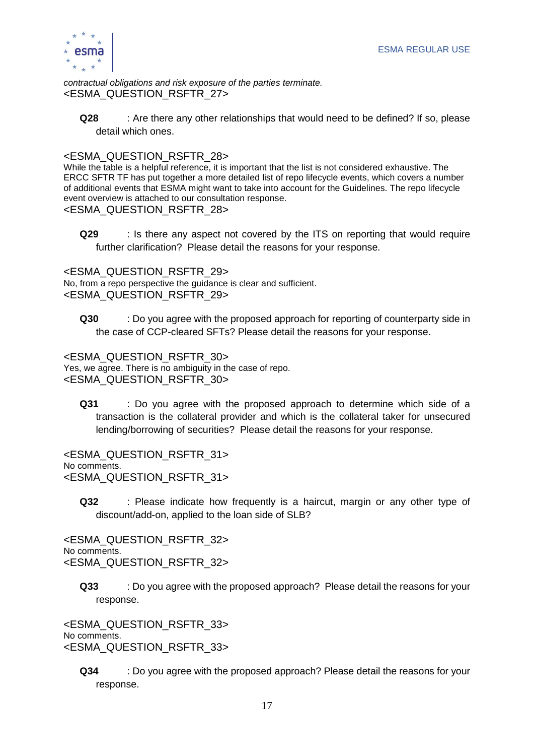*contractual obligations and risk exposure of the parties terminate.*
<ESMA_QUESTION_RSFTR_27>

**Q28** : Are there any other relationships that would need to be defined? If so, please detail which ones.

<ESMA_QUESTION_RSFTR_28>
While the table is a helpful reference, it is important that the list is not considered exhaustive. The ERCC SFTR TF has put together a more detailed list of repo lifecycle events, which covers a number of additional events that ESMA might want to take into account for the Guidelines. The repo lifecycle event overview is attached to our consultation response.
<ESMA_QUESTION_RSFTR_28>

**Q29** : Is there any aspect not covered by the ITS on reporting that would require further clarification? Please detail the reasons for your response.

<ESMA_QUESTION_RSFTR_29>
No, from a repo perspective the guidance is clear and sufficient.
<ESMA_QUESTION_RSFTR_29>

**Q30** : Do you agree with the proposed approach for reporting of counterparty side in the case of CCP-cleared SFTs? Please detail the reasons for your response.

<ESMA_QUESTION_RSFTR_30>
Yes, we agree. There is no ambiguity in the case of repo.
<ESMA_QUESTION_RSFTR_30>

**Q31** : Do you agree with the proposed approach to determine which side of a transaction is the collateral provider and which is the collateral taker for unsecured lending/borrowing of securities? Please detail the reasons for your response.

<ESMA_QUESTION_RSFTR_31>
No comments.
<ESMA_QUESTION_RSFTR_31>

**Q32** : Please indicate how frequently is a haircut, margin or any other type of discount/add-on, applied to the loan side of SLB?

<ESMA_QUESTION_RSFTR_32>
No comments.
<ESMA_QUESTION_RSFTR_32>

**Q33** : Do you agree with the proposed approach? Please detail the reasons for your response.

<ESMA_QUESTION_RSFTR_33>
No comments.
<ESMA_QUESTION_RSFTR_33>

**Q34** : Do you agree with the proposed approach? Please detail the reasons for your response.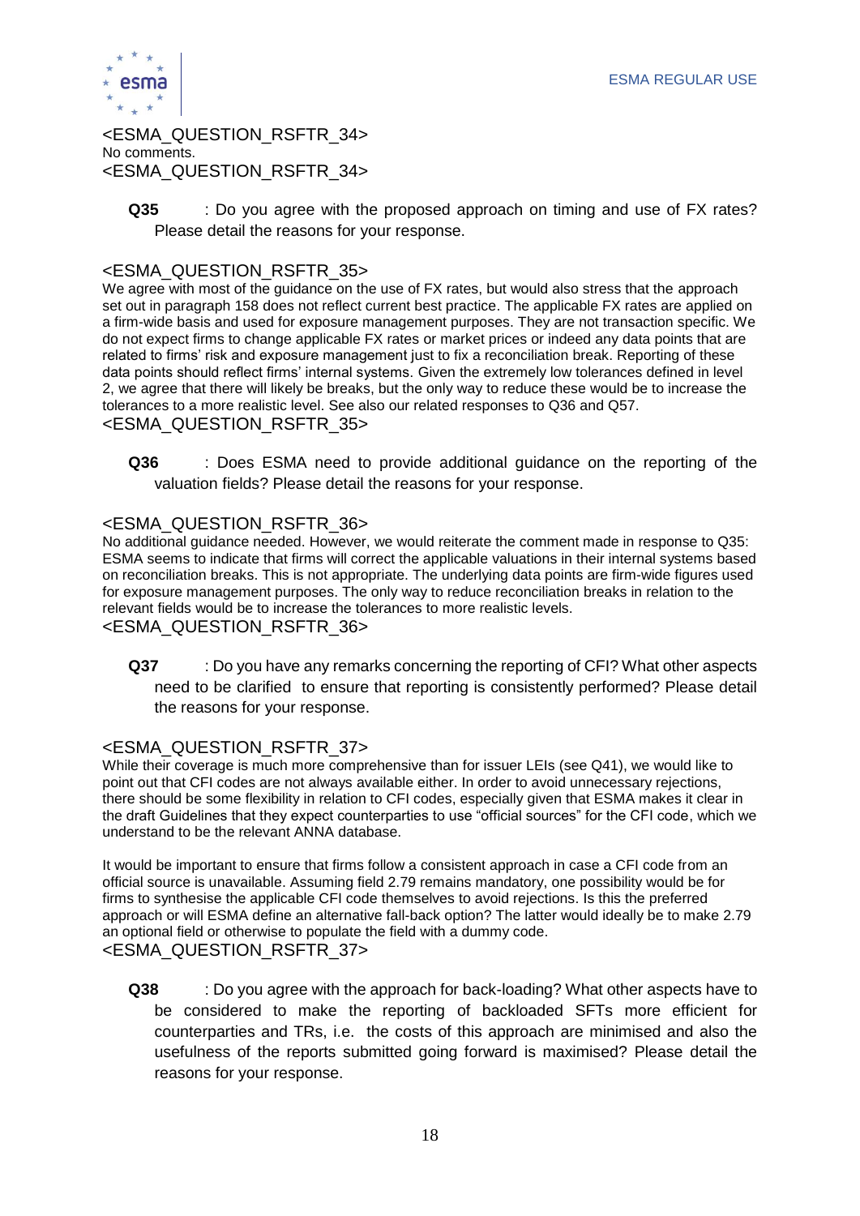<ESMA_QUESTION_RSFTR_34>
No comments.
<ESMA_QUESTION_RSFTR_34>

**Q35** : Do you agree with the proposed approach on timing and use of FX rates? Please detail the reasons for your response.

<ESMA_QUESTION_RSFTR_35>
We agree with most of the guidance on the use of FX rates, but would also stress that the approach set out in paragraph 158 does not reflect current best practice. The applicable FX rates are applied on a firm-wide basis and used for exposure management purposes. They are not transaction specific. We do not expect firms to change applicable FX rates or market prices or indeed any data points that are related to firms' risk and exposure management just to fix a reconciliation break. Reporting of these data points should reflect firms' internal systems. Given the extremely low tolerances defined in level 2, we agree that there will likely be breaks, but the only way to reduce these would be to increase the tolerances to a more realistic level. See also our related responses to Q36 and Q57.
<ESMA_QUESTION_RSFTR_35>

**Q36** : Does ESMA need to provide additional guidance on the reporting of the valuation fields? Please detail the reasons for your response.

<ESMA_QUESTION_RSFTR_36>
No additional guidance needed. However, we would reiterate the comment made in response to Q35: ESMA seems to indicate that firms will correct the applicable valuations in their internal systems based on reconciliation breaks. This is not appropriate. The underlying data points are firm-wide figures used for exposure management purposes. The only way to reduce reconciliation breaks in relation to the relevant fields would be to increase the tolerances to more realistic levels.
<ESMA_QUESTION_RSFTR_36>

**Q37** : Do you have any remarks concerning the reporting of CFI? What other aspects need to be clarified to ensure that reporting is consistently performed? Please detail the reasons for your response.

<ESMA_QUESTION_RSFTR_37>
While their coverage is much more comprehensive than for issuer LEIs (see Q41), we would like to point out that CFI codes are not always available either. In order to avoid unnecessary rejections, there should be some flexibility in relation to CFI codes, especially given that ESMA makes it clear in the draft Guidelines that they expect counterparties to use "official sources" for the CFI code, which we understand to be the relevant ANNA database.

It would be important to ensure that firms follow a consistent approach in case a CFI code from an official source is unavailable. Assuming field 2.79 remains mandatory, one possibility would be for firms to synthesise the applicable CFI code themselves to avoid rejections. Is this the preferred approach or will ESMA define an alternative fall-back option? The latter would ideally be to make 2.79 an optional field or otherwise to populate the field with a dummy code.
<ESMA_QUESTION_RSFTR_37>

**Q38** : Do you agree with the approach for back-loading? What other aspects have to be considered to make the reporting of backloaded SFTs more efficient for counterparties and TRs, i.e. the costs of this approach are minimised and also the usefulness of the reports submitted going forward is maximised? Please detail the reasons for your response.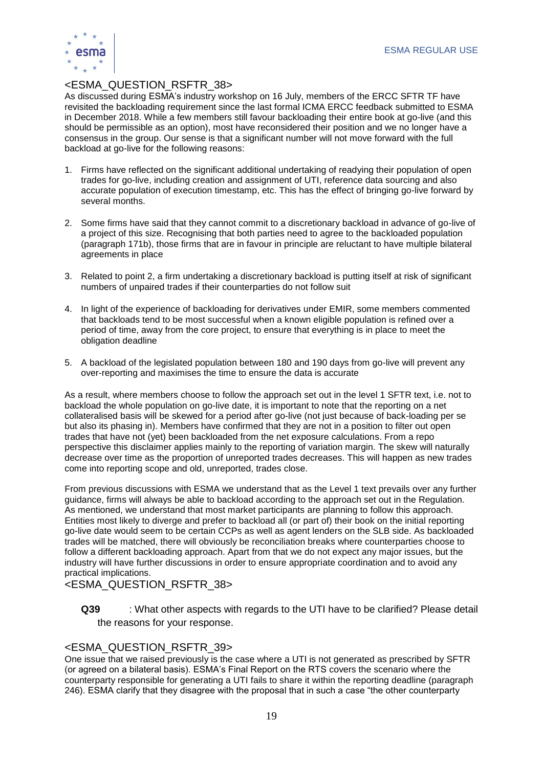<ESMA_QUESTION_RSFTR_38>

As discussed during ESMA's industry workshop on 16 July, members of the ERCC SFTR TF have revisited the backloading requirement since the last formal ICMA ERCC feedback submitted to ESMA in December 2018. While a few members still favour backloading their entire book at go-live (and this should be permissible as an option), most have reconsidered their position and we no longer have a consensus in the group. Our sense is that a significant number will not move forward with the full backload at go-live for the following reasons:

1. Firms have reflected on the significant additional undertaking of readying their population of open trades for go-live, including creation and assignment of UTI, reference data sourcing and also accurate population of execution timestamp, etc. This has the effect of bringing go-live forward by several months.
2. Some firms have said that they cannot commit to a discretionary backload in advance of go-live of a project of this size. Recognising that both parties need to agree to the backloaded population (paragraph 171b), those firms that are in favour in principle are reluctant to have multiple bilateral agreements in place
3. Related to point 2, a firm undertaking a discretionary backload is putting itself at risk of significant numbers of unpaired trades if their counterparties do not follow suit
4. In light of the experience of backloading for derivatives under EMIR, some members commented that backloads tend to be most successful when a known eligible population is refined over a period of time, away from the core project, to ensure that everything is in place to meet the obligation deadline
5. A backload of the legislated population between 180 and 190 days from go-live will prevent any over-reporting and maximises the time to ensure the data is accurate

As a result, where members choose to follow the approach set out in the level 1 SFTR text, i.e. not to backload the whole population on go-live date, it is important to note that the reporting on a net collateralised basis will be skewed for a period after go-live (not just because of back-loading per se but also its phasing in). Members have confirmed that they are not in a position to filter out open trades that have not (yet) been backloaded from the net exposure calculations. From a repo perspective this disclaimer applies mainly to the reporting of variation margin. The skew will naturally decrease over time as the proportion of unreported trades decreases. This will happen as new trades come into reporting scope and old, unreported, trades close.

From previous discussions with ESMA we understand that as the Level 1 text prevails over any further guidance, firms will always be able to backload according to the approach set out in the Regulation. As mentioned, we understand that most market participants are planning to follow this approach. Entities most likely to diverge and prefer to backload all (or part of) their book on the initial reporting go-live date would seem to be certain CCPs as well as agent lenders on the SLB side. As backloaded trades will be matched, there will obviously be reconciliation breaks where counterparties choose to follow a different backloading approach. Apart from that we do not expect any major issues, but the industry will have further discussions in order to ensure appropriate coordination and to avoid any practical implications.

<ESMA_QUESTION_RSFTR_38>

**Q39** : What other aspects with regards to the UTI have to be clarified? Please detail the reasons for your response.

<ESMA_QUESTION_RSFTR_39>

One issue that we raised previously is the case where a UTI is not generated as prescribed by SFTR (or agreed on a bilateral basis). ESMA's Final Report on the RTS covers the scenario where the counterparty responsible for generating a UTI fails to share it within the reporting deadline (paragraph 246). ESMA clarify that they disagree with the proposal that in such a case "the other counterparty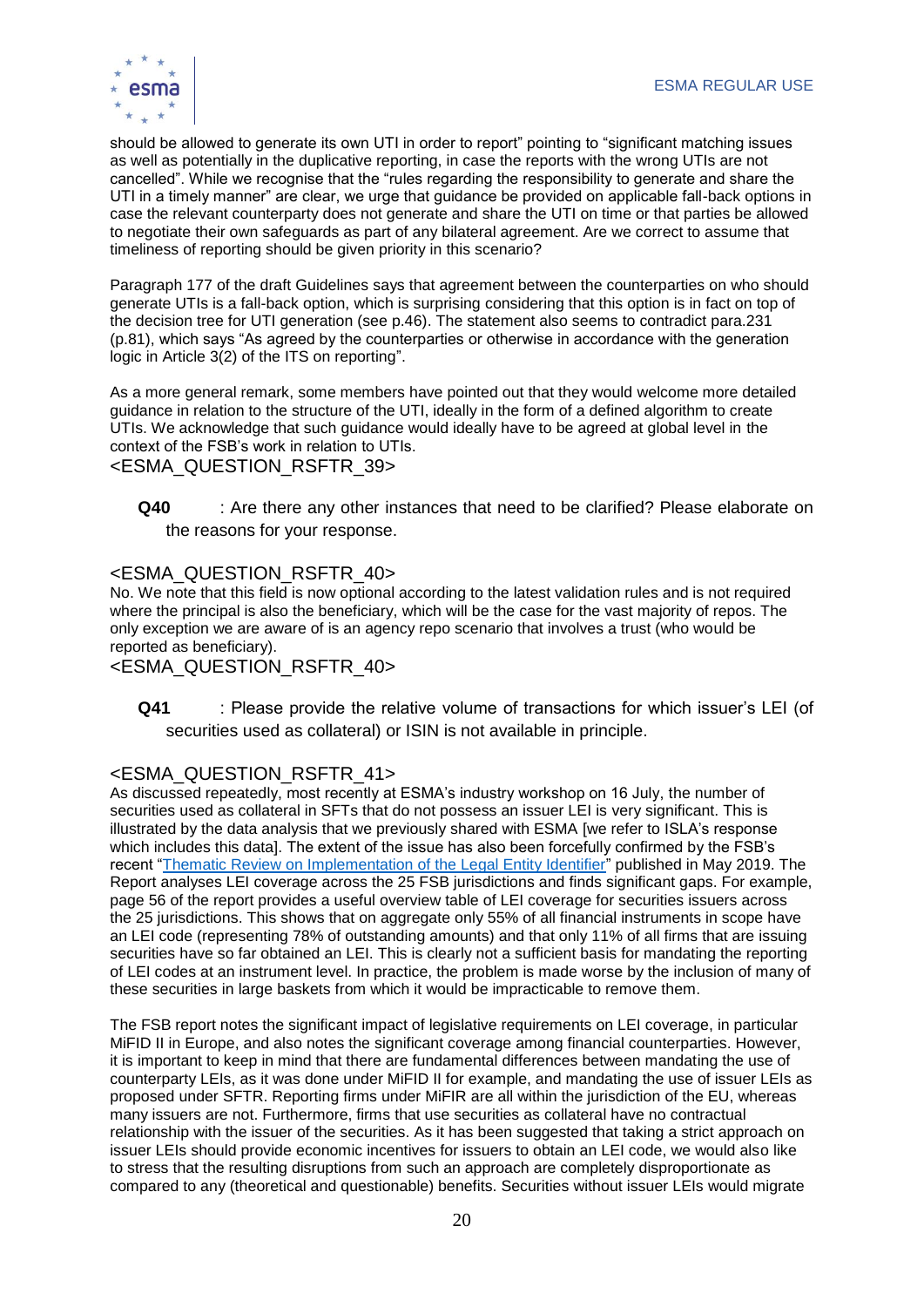should be allowed to generate its own UTI in order to report" pointing to "significant matching issues as well as potentially in the duplicative reporting, in case the reports with the wrong UTIs are not cancelled". While we recognise that the "rules regarding the responsibility to generate and share the UTI in a timely manner" are clear, we urge that guidance be provided on applicable fall-back options in case the relevant counterparty does not generate and share the UTI on time or that parties be allowed to negotiate their own safeguards as part of any bilateral agreement. Are we correct to assume that timeliness of reporting should be given priority in this scenario?

Paragraph 177 of the draft Guidelines says that agreement between the counterparties on who should generate UTIs is a fall-back option, which is surprising considering that this option is in fact on top of the decision tree for UTI generation (see p.46). The statement also seems to contradict para.231 (p.81), which says "As agreed by the counterparties or otherwise in accordance with the generation logic in Article 3(2) of the ITS on reporting".

As a more general remark, some members have pointed out that they would welcome more detailed guidance in relation to the structure of the UTI, ideally in the form of a defined algorithm to create UTIs. We acknowledge that such guidance would ideally have to be agreed at global level in the context of the FSB's work in relation to UTIs.
<ESMA_QUESTION_RSFTR_39>

**Q40** : Are there any other instances that need to be clarified? Please elaborate on the reasons for your response.

<ESMA_QUESTION_RSFTR_40>
No. We note that this field is now optional according to the latest validation rules and is not required where the principal is also the beneficiary, which will be the case for the vast majority of repos. The only exception we are aware of is an agency repo scenario that involves a trust (who would be reported as beneficiary).
<ESMA_QUESTION_RSFTR_40>

**Q41** : Please provide the relative volume of transactions for which issuer's LEI (of securities used as collateral) or ISIN is not available in principle.

<ESMA_QUESTION_RSFTR_41>
As discussed repeatedly, most recently at ESMA's industry workshop on 16 July, the number of securities used as collateral in SFTs that do not possess an issuer LEI is very significant. This is illustrated by the data analysis that we previously shared with ESMA [we refer to ISLA's response which includes this data]. The extent of the issue has also been forcefully confirmed by the FSB's recent "Thematic Review on Implementation of the Legal Entity Identifier" published in May 2019. The Report analyses LEI coverage across the 25 FSB jurisdictions and finds significant gaps. For example, page 56 of the report provides a useful overview table of LEI coverage for securities issuers across the 25 jurisdictions. This shows that on aggregate only 55% of all financial instruments in scope have an LEI code (representing 78% of outstanding amounts) and that only 11% of all firms that are issuing securities have so far obtained an LEI. This is clearly not a sufficient basis for mandating the reporting of LEI codes at an instrument level. In practice, the problem is made worse by the inclusion of many of these securities in large baskets from which it would be impracticable to remove them.

The FSB report notes the significant impact of legislative requirements on LEI coverage, in particular MiFID II in Europe, and also notes the significant coverage among financial counterparties. However, it is important to keep in mind that there are fundamental differences between mandating the use of counterparty LEIs, as it was done under MiFID II for example, and mandating the use of issuer LEIs as proposed under SFTR. Reporting firms under MiFIR are all within the jurisdiction of the EU, whereas many issuers are not. Furthermore, firms that use securities as collateral have no contractual relationship with the issuer of the securities. As it has been suggested that taking a strict approach on issuer LEIs should provide economic incentives for issuers to obtain an LEI code, we would also like to stress that the resulting disruptions from such an approach are completely disproportionate as compared to any (theoretical and questionable) benefits. Securities without issuer LEIs would migrate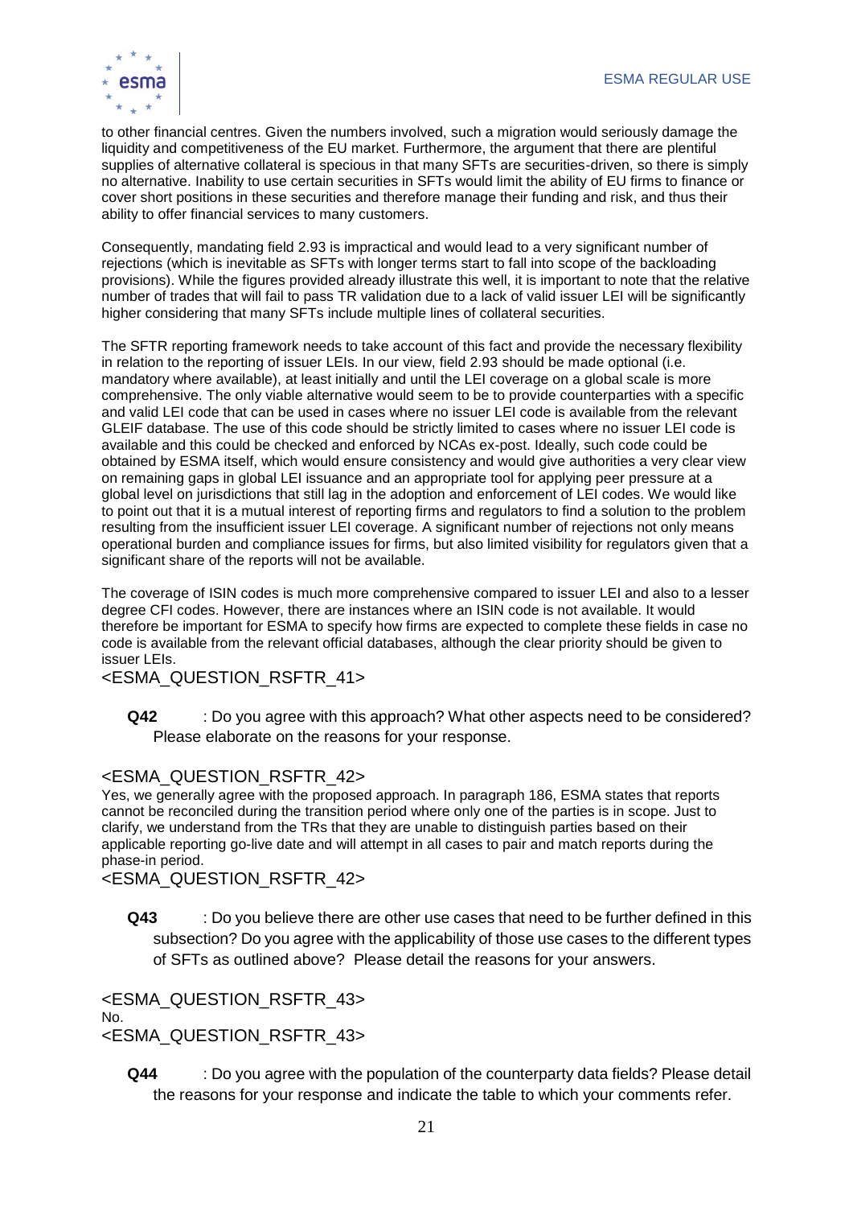to other financial centres. Given the numbers involved, such a migration would seriously damage the liquidity and competitiveness of the EU market. Furthermore, the argument that there are plentiful supplies of alternative collateral is specious in that many SFTs are securities-driven, so there is simply no alternative. Inability to use certain securities in SFTs would limit the ability of EU firms to finance or cover short positions in these securities and therefore manage their funding and risk, and thus their ability to offer financial services to many customers.

Consequently, mandating field 2.93 is impractical and would lead to a very significant number of rejections (which is inevitable as SFTs with longer terms start to fall into scope of the backloading provisions). While the figures provided already illustrate this well, it is important to note that the relative number of trades that will fail to pass TR validation due to a lack of valid issuer LEI will be significantly higher considering that many SFTs include multiple lines of collateral securities.

The SFTR reporting framework needs to take account of this fact and provide the necessary flexibility in relation to the reporting of issuer LEIs. In our view, field 2.93 should be made optional (i.e. mandatory where available), at least initially and until the LEI coverage on a global scale is more comprehensive. The only viable alternative would seem to be to provide counterparties with a specific and valid LEI code that can be used in cases where no issuer LEI code is available from the relevant GLEIF database. The use of this code should be strictly limited to cases where no issuer LEI code is available and this could be checked and enforced by NCAs ex-post. Ideally, such code could be obtained by ESMA itself, which would ensure consistency and would give authorities a very clear view on remaining gaps in global LEI issuance and an appropriate tool for applying peer pressure at a global level on jurisdictions that still lag in the adoption and enforcement of LEI codes. We would like to point out that it is a mutual interest of reporting firms and regulators to find a solution to the problem resulting from the insufficient issuer LEI coverage. A significant number of rejections not only means operational burden and compliance issues for firms, but also limited visibility for regulators given that a significant share of the reports will not be available.

The coverage of ISIN codes is much more comprehensive compared to issuer LEI and also to a lesser degree CFI codes. However, there are instances where an ISIN code is not available. It would therefore be important for ESMA to specify how firms are expected to complete these fields in case no code is available from the relevant official databases, although the clear priority should be given to issuer LEIs.

<ESMA_QUESTION_RSFTR_41>

**Q42** : Do you agree with this approach? What other aspects need to be considered? Please elaborate on the reasons for your response.

<ESMA_QUESTION_RSFTR_42>
Yes, we generally agree with the proposed approach. In paragraph 186, ESMA states that reports cannot be reconciled during the transition period where only one of the parties is in scope. Just to clarify, we understand from the TRs that they are unable to distinguish parties based on their applicable reporting go-live date and will attempt in all cases to pair and match reports during the phase-in period.
<ESMA_QUESTION_RSFTR_42>

**Q43** : Do you believe there are other use cases that need to be further defined in this subsection? Do you agree with the applicability of those use cases to the different types of SFTs as outlined above? Please detail the reasons for your answers.

<ESMA_QUESTION_RSFTR_43>
No.
<ESMA_QUESTION_RSFTR_43>

**Q44** : Do you agree with the population of the counterparty data fields? Please detail the reasons for your response and indicate the table to which your comments refer.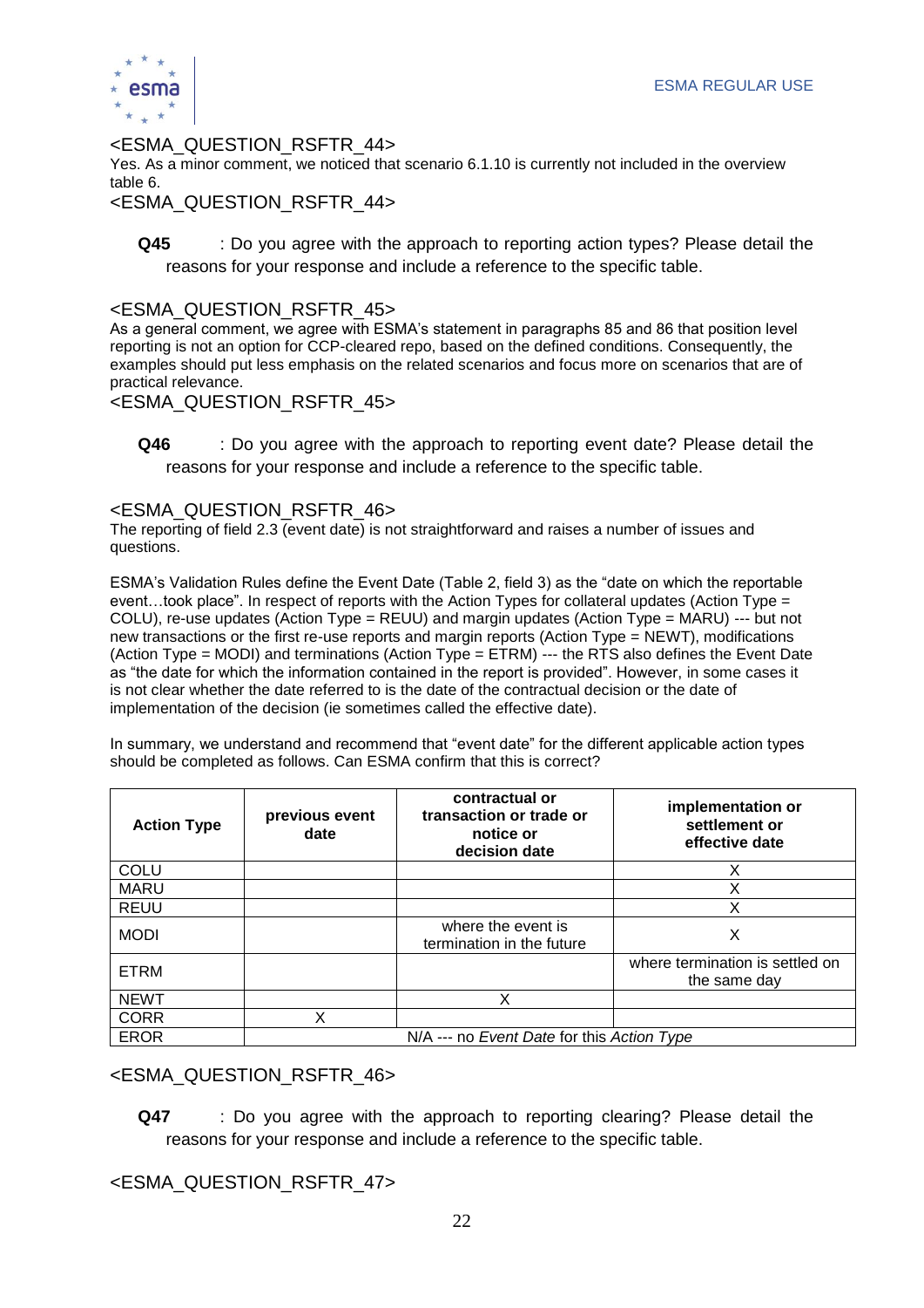<ESMA_QUESTION_RSFTR_44>
Yes. As a minor comment, we noticed that scenario 6.1.10 is currently not included in the overview table 6.
<ESMA_QUESTION_RSFTR_44>

**Q45** : Do you agree with the approach to reporting action types? Please detail the reasons for your response and include a reference to the specific table.

<ESMA_QUESTION_RSFTR_45>
As a general comment, we agree with ESMA's statement in paragraphs 85 and 86 that position level reporting is not an option for CCP-cleared repo, based on the defined conditions. Consequently, the examples should put less emphasis on the related scenarios and focus more on scenarios that are of practical relevance.
<ESMA_QUESTION_RSFTR_45>

**Q46** : Do you agree with the approach to reporting event date? Please detail the reasons for your response and include a reference to the specific table.

<ESMA_QUESTION_RSFTR_46>
The reporting of field 2.3 (event date) is not straightforward and raises a number of issues and questions.

ESMA's Validation Rules define the Event Date (Table 2, field 3) as the "date on which the reportable event…took place". In respect of reports with the Action Types for collateral updates (Action Type = COLU), re-use updates (Action Type = REUU) and margin updates (Action Type = MARU) --- but not new transactions or the first re-use reports and margin reports (Action Type = NEWT), modifications (Action Type = MODI) and terminations (Action Type = ETRM) --- the RTS also defines the Event Date as "the date for which the information contained in the report is provided". However, in some cases it is not clear whether the date referred to is the date of the contractual decision or the date of implementation of the decision (ie sometimes called the effective date).

In summary, we understand and recommend that "event date" for the different applicable action types should be completed as follows. Can ESMA confirm that this is correct?

| Action Type | previous event date | contractual or transaction or trade or notice or decision date | implementation or settlement or effective date |
|---|---|---|---|
| COLU | | | X |
| MARU | | | X |
| REUU | | | X |
| MODI | | where the event is termination in the future | X |
| ETRM | | | where termination is settled on the same day |
| NEWT | | X | |
| CORR | X | | |
| EROR | N/A --- no *Event Date* for this *Action Type* | | |

<ESMA_QUESTION_RSFTR_46>

**Q47** : Do you agree with the approach to reporting clearing? Please detail the reasons for your response and include a reference to the specific table.

<ESMA_QUESTION_RSFTR_47>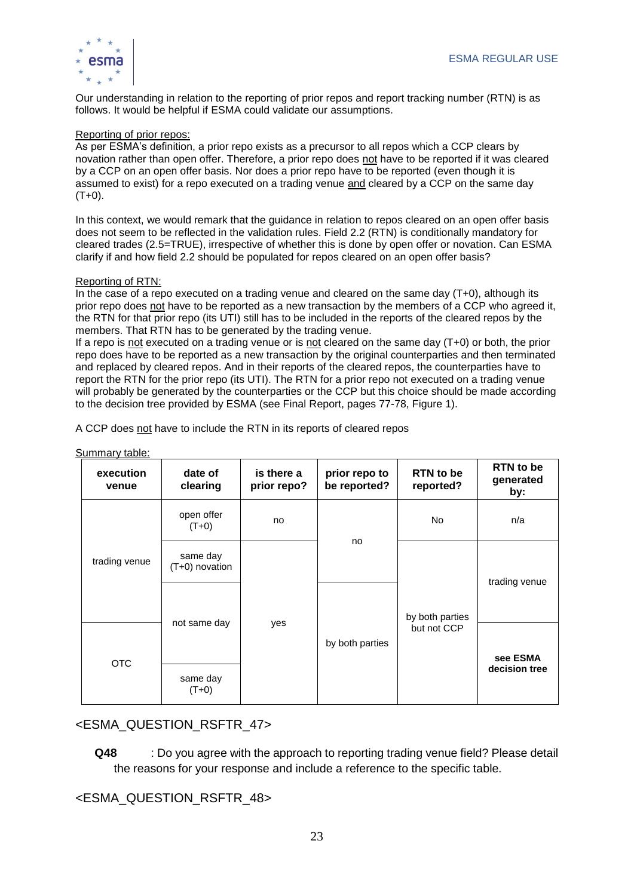Our understanding in relation to the reporting of prior repos and report tracking number (RTN) is as follows. It would be helpful if ESMA could validate our assumptions.

Reporting of prior repos:

As per ESMA's definition, a prior repo exists as a precursor to all repos which a CCP clears by novation rather than open offer. Therefore, a prior repo does not have to be reported if it was cleared by a CCP on an open offer basis. Nor does a prior repo have to be reported (even though it is assumed to exist) for a repo executed on a trading venue and cleared by a CCP on the same day (T+0).

In this context, we would remark that the guidance in relation to repos cleared on an open offer basis does not seem to be reflected in the validation rules. Field 2.2 (RTN) is conditionally mandatory for cleared trades (2.5=TRUE), irrespective of whether this is done by open offer or novation. Can ESMA clarify if and how field 2.2 should be populated for repos cleared on an open offer basis?

Reporting of RTN:

In the case of a repo executed on a trading venue and cleared on the same day (T+0), although its prior repo does not have to be reported as a new transaction by the members of a CCP who agreed it, the RTN for that prior repo (its UTI) still has to be included in the reports of the cleared repos by the members. That RTN has to be generated by the trading venue.

If a repo is not executed on a trading venue or is not cleared on the same day (T+0) or both, the prior repo does have to be reported as a new transaction by the original counterparties and then terminated and replaced by cleared repos. And in their reports of the cleared repos, the counterparties have to report the RTN for the prior repo (its UTI). The RTN for a prior repo not executed on a trading venue will probably be generated by the counterparties or the CCP but this choice should be made according to the decision tree provided by ESMA (see Final Report, pages 77-78, Figure 1).

A CCP does not have to include the RTN in its reports of cleared repos

Summary table:

| execution venue | date of clearing | is there a prior repo? | prior repo to be reported? | RTN to be reported? | RTN to be generated by: |
|---|---|---|---|---|---|
| trading venue | open offer (T+0) | no | no | No | n/a |
| trading venue | same day (T+0) novation | yes | no | by both parties but not CCP | trading venue |
| trading venue | not same day | yes | by both parties | by both parties but not CCP | trading venue |
| OTC | not same day | yes | by both parties | by both parties but not CCP | **see ESMA decision tree** |
| OTC | same day (T+0) | yes | by both parties | by both parties but not CCP | **see ESMA decision tree** |

<ESMA_QUESTION_RSFTR_47>

**Q48** : Do you agree with the approach to reporting trading venue field? Please detail the reasons for your response and include a reference to the specific table.

<ESMA_QUESTION_RSFTR_48>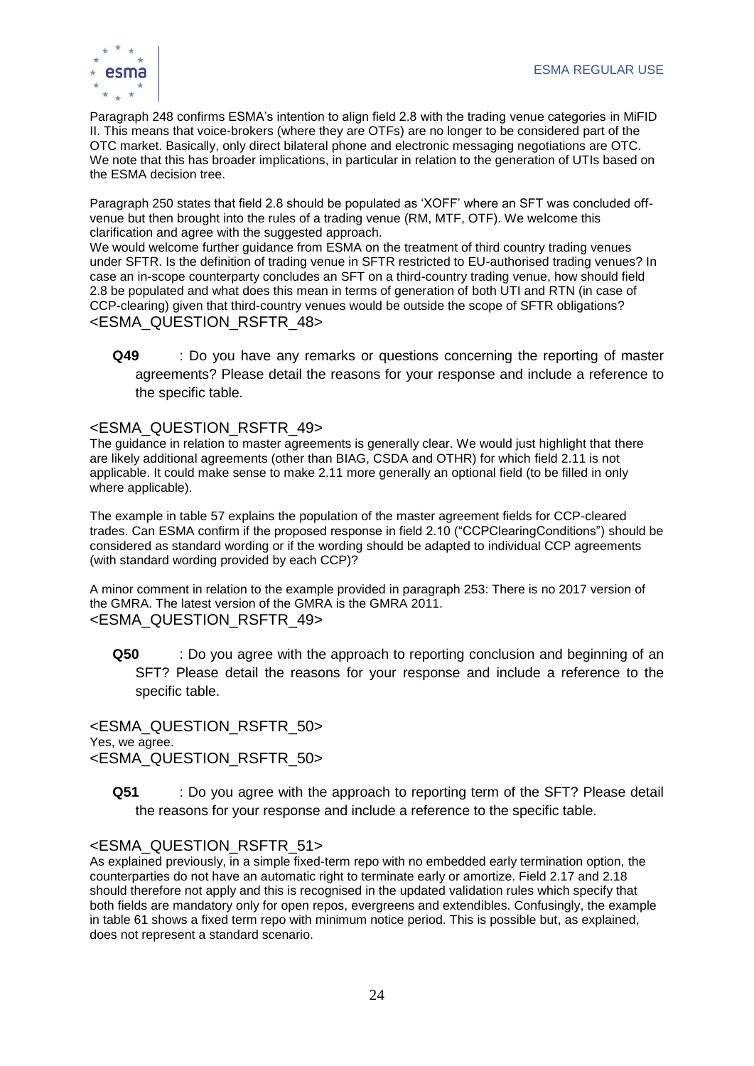Paragraph 248 confirms ESMA's intention to align field 2.8 with the trading venue categories in MiFID II. This means that voice-brokers (where they are OTFs) are no longer to be considered part of the OTC market. Basically, only direct bilateral phone and electronic messaging negotiations are OTC. We note that this has broader implications, in particular in relation to the generation of UTIs based on the ESMA decision tree.

Paragraph 250 states that field 2.8 should be populated as 'XOFF' where an SFT was concluded off-venue but then brought into the rules of a trading venue (RM, MTF, OTF). We welcome this clarification and agree with the suggested approach.
We would welcome further guidance from ESMA on the treatment of third country trading venues under SFTR. Is the definition of trading venue in SFTR restricted to EU-authorised trading venues? In case an in-scope counterparty concludes an SFT on a third-country trading venue, how should field 2.8 be populated and what does this mean in terms of generation of both UTI and RTN (in case of CCP-clearing) given that third-country venues would be outside the scope of SFTR obligations?
<ESMA_QUESTION_RSFTR_48>

**Q49** : Do you have any remarks or questions concerning the reporting of master agreements? Please detail the reasons for your response and include a reference to the specific table.

<ESMA_QUESTION_RSFTR_49>
The guidance in relation to master agreements is generally clear. We would just highlight that there are likely additional agreements (other than BIAG, CSDA and OTHR) for which field 2.11 is not applicable. It could make sense to make 2.11 more generally an optional field (to be filled in only where applicable).

The example in table 57 explains the population of the master agreement fields for CCP-cleared trades. Can ESMA confirm if the proposed response in field 2.10 ("CCPClearingConditions") should be considered as standard wording or if the wording should be adapted to individual CCP agreements (with standard wording provided by each CCP)?

A minor comment in relation to the example provided in paragraph 253: There is no 2017 version of the GMRA. The latest version of the GMRA is the GMRA 2011.
<ESMA_QUESTION_RSFTR_49>

**Q50** : Do you agree with the approach to reporting conclusion and beginning of an SFT? Please detail the reasons for your response and include a reference to the specific table.

<ESMA_QUESTION_RSFTR_50>
Yes, we agree.
<ESMA_QUESTION_RSFTR_50>

**Q51** : Do you agree with the approach to reporting term of the SFT? Please detail the reasons for your response and include a reference to the specific table.

<ESMA_QUESTION_RSFTR_51>
As explained previously, in a simple fixed-term repo with no embedded early termination option, the counterparties do not have an automatic right to terminate early or amortize. Field 2.17 and 2.18 should therefore not apply and this is recognised in the updated validation rules which specify that both fields are mandatory only for open repos, evergreens and extendibles. Confusingly, the example in table 61 shows a fixed term repo with minimum notice period. This is possible but, as explained, does not represent a standard scenario.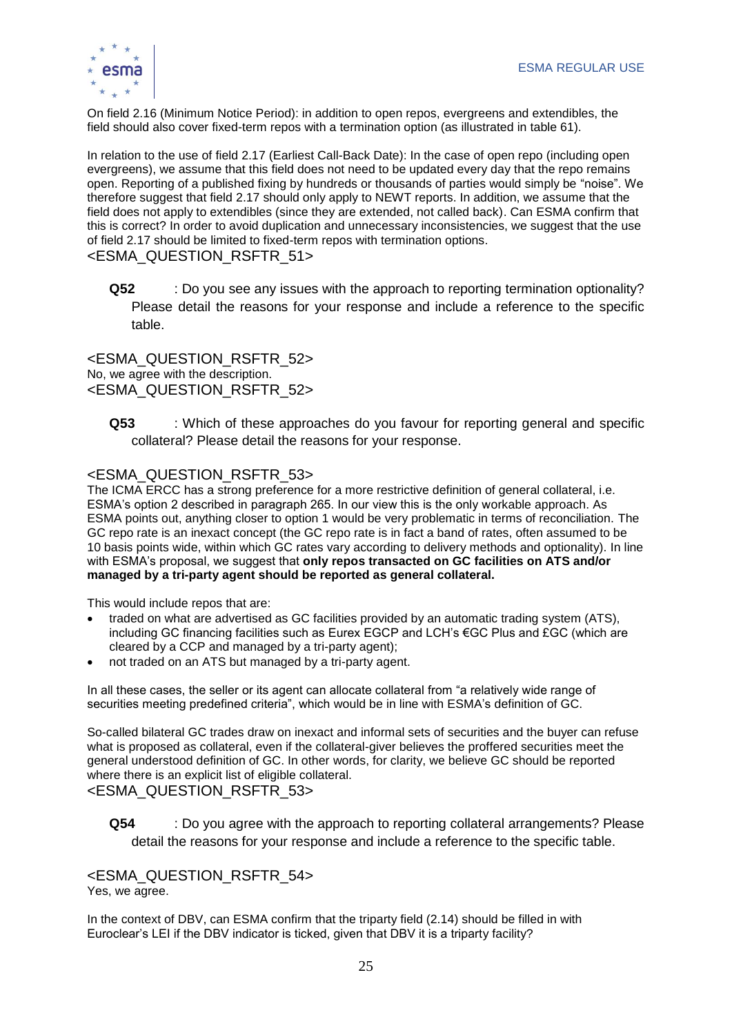On field 2.16 (Minimum Notice Period): in addition to open repos, evergreens and extendibles, the field should also cover fixed-term repos with a termination option (as illustrated in table 61).

In relation to the use of field 2.17 (Earliest Call-Back Date): In the case of open repo (including open evergreens), we assume that this field does not need to be updated every day that the repo remains open. Reporting of a published fixing by hundreds or thousands of parties would simply be "noise". We therefore suggest that field 2.17 should only apply to NEWT reports. In addition, we assume that the field does not apply to extendibles (since they are extended, not called back). Can ESMA confirm that this is correct? In order to avoid duplication and unnecessary inconsistencies, we suggest that the use of field 2.17 should be limited to fixed-term repos with termination options.

<ESMA_QUESTION_RSFTR_51>

**Q52** : Do you see any issues with the approach to reporting termination optionality? Please detail the reasons for your response and include a reference to the specific table.

<ESMA_QUESTION_RSFTR_52>

No, we agree with the description.

<ESMA_QUESTION_RSFTR_52>

**Q53** : Which of these approaches do you favour for reporting general and specific collateral? Please detail the reasons for your response.

<ESMA_QUESTION_RSFTR_53>

The ICMA ERCC has a strong preference for a more restrictive definition of general collateral, i.e. ESMA's option 2 described in paragraph 265. In our view this is the only workable approach. As ESMA points out, anything closer to option 1 would be very problematic in terms of reconciliation. The GC repo rate is an inexact concept (the GC repo rate is in fact a band of rates, often assumed to be 10 basis points wide, within which GC rates vary according to delivery methods and optionality). In line with ESMA's proposal, we suggest that **only repos transacted on GC facilities on ATS and/or managed by a tri-party agent should be reported as general collateral.**

This would include repos that are:

- traded on what are advertised as GC facilities provided by an automatic trading system (ATS), including GC financing facilities such as Eurex EGCP and LCH's €GC Plus and £GC (which are cleared by a CCP and managed by a tri-party agent);
- not traded on an ATS but managed by a tri-party agent.

In all these cases, the seller or its agent can allocate collateral from "a relatively wide range of securities meeting predefined criteria", which would be in line with ESMA's definition of GC.

So-called bilateral GC trades draw on inexact and informal sets of securities and the buyer can refuse what is proposed as collateral, even if the collateral-giver believes the proffered securities meet the general understood definition of GC. In other words, for clarity, we believe GC should be reported where there is an explicit list of eligible collateral.

<ESMA_QUESTION_RSFTR_53>

**Q54** : Do you agree with the approach to reporting collateral arrangements? Please detail the reasons for your response and include a reference to the specific table.

<ESMA_QUESTION_RSFTR_54>

Yes, we agree.

In the context of DBV, can ESMA confirm that the triparty field (2.14) should be filled in with Euroclear's LEI if the DBV indicator is ticked, given that DBV it is a triparty facility?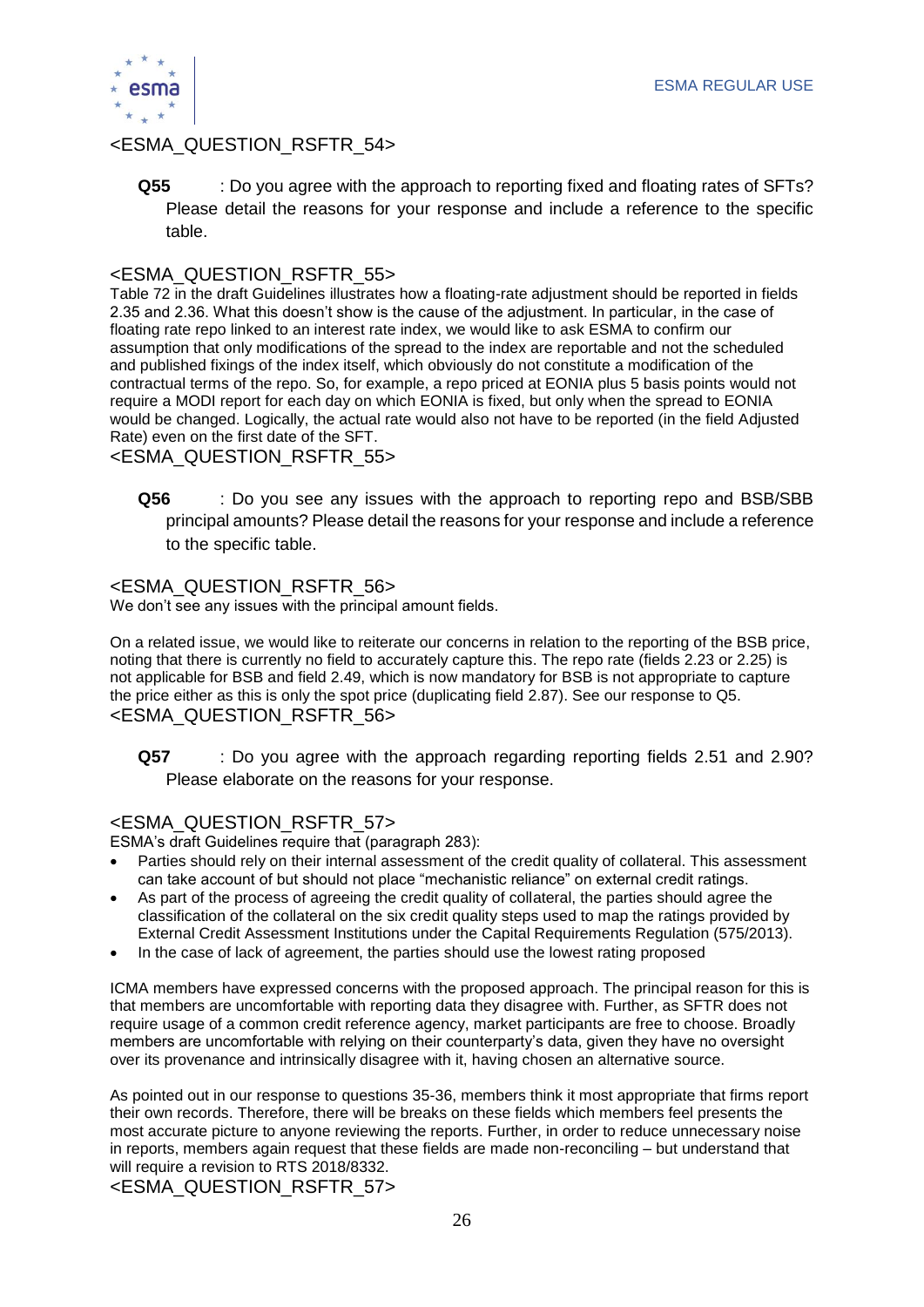<ESMA_QUESTION_RSFTR_54>

**Q55** : Do you agree with the approach to reporting fixed and floating rates of SFTs? Please detail the reasons for your response and include a reference to the specific table.

<ESMA_QUESTION_RSFTR_55>

Table 72 in the draft Guidelines illustrates how a floating-rate adjustment should be reported in fields 2.35 and 2.36. What this doesn't show is the cause of the adjustment. In particular, in the case of floating rate repo linked to an interest rate index, we would like to ask ESMA to confirm our assumption that only modifications of the spread to the index are reportable and not the scheduled and published fixings of the index itself, which obviously do not constitute a modification of the contractual terms of the repo. So, for example, a repo priced at EONIA plus 5 basis points would not require a MODI report for each day on which EONIA is fixed, but only when the spread to EONIA would be changed. Logically, the actual rate would also not have to be reported (in the field Adjusted Rate) even on the first date of the SFT.

<ESMA_QUESTION_RSFTR_55>

**Q56** : Do you see any issues with the approach to reporting repo and BSB/SBB principal amounts? Please detail the reasons for your response and include a reference to the specific table.

<ESMA_QUESTION_RSFTR_56>

We don't see any issues with the principal amount fields.

On a related issue, we would like to reiterate our concerns in relation to the reporting of the BSB price, noting that there is currently no field to accurately capture this. The repo rate (fields 2.23 or 2.25) is not applicable for BSB and field 2.49, which is now mandatory for BSB is not appropriate to capture the price either as this is only the spot price (duplicating field 2.87). See our response to Q5.

<ESMA_QUESTION_RSFTR_56>

**Q57** : Do you agree with the approach regarding reporting fields 2.51 and 2.90? Please elaborate on the reasons for your response.

<ESMA_QUESTION_RSFTR_57>

ESMA's draft Guidelines require that (paragraph 283):

- Parties should rely on their internal assessment of the credit quality of collateral. This assessment can take account of but should not place "mechanistic reliance" on external credit ratings.
- As part of the process of agreeing the credit quality of collateral, the parties should agree the classification of the collateral on the six credit quality steps used to map the ratings provided by External Credit Assessment Institutions under the Capital Requirements Regulation (575/2013).
- In the case of lack of agreement, the parties should use the lowest rating proposed

ICMA members have expressed concerns with the proposed approach. The principal reason for this is that members are uncomfortable with reporting data they disagree with. Further, as SFTR does not require usage of a common credit reference agency, market participants are free to choose. Broadly members are uncomfortable with relying on their counterparty's data, given they have no oversight over its provenance and intrinsically disagree with it, having chosen an alternative source.

As pointed out in our response to questions 35-36, members think it most appropriate that firms report their own records. Therefore, there will be breaks on these fields which members feel presents the most accurate picture to anyone reviewing the reports. Further, in order to reduce unnecessary noise in reports, members again request that these fields are made non-reconciling – but understand that will require a revision to RTS 2018/8332.

<ESMA_QUESTION_RSFTR_57>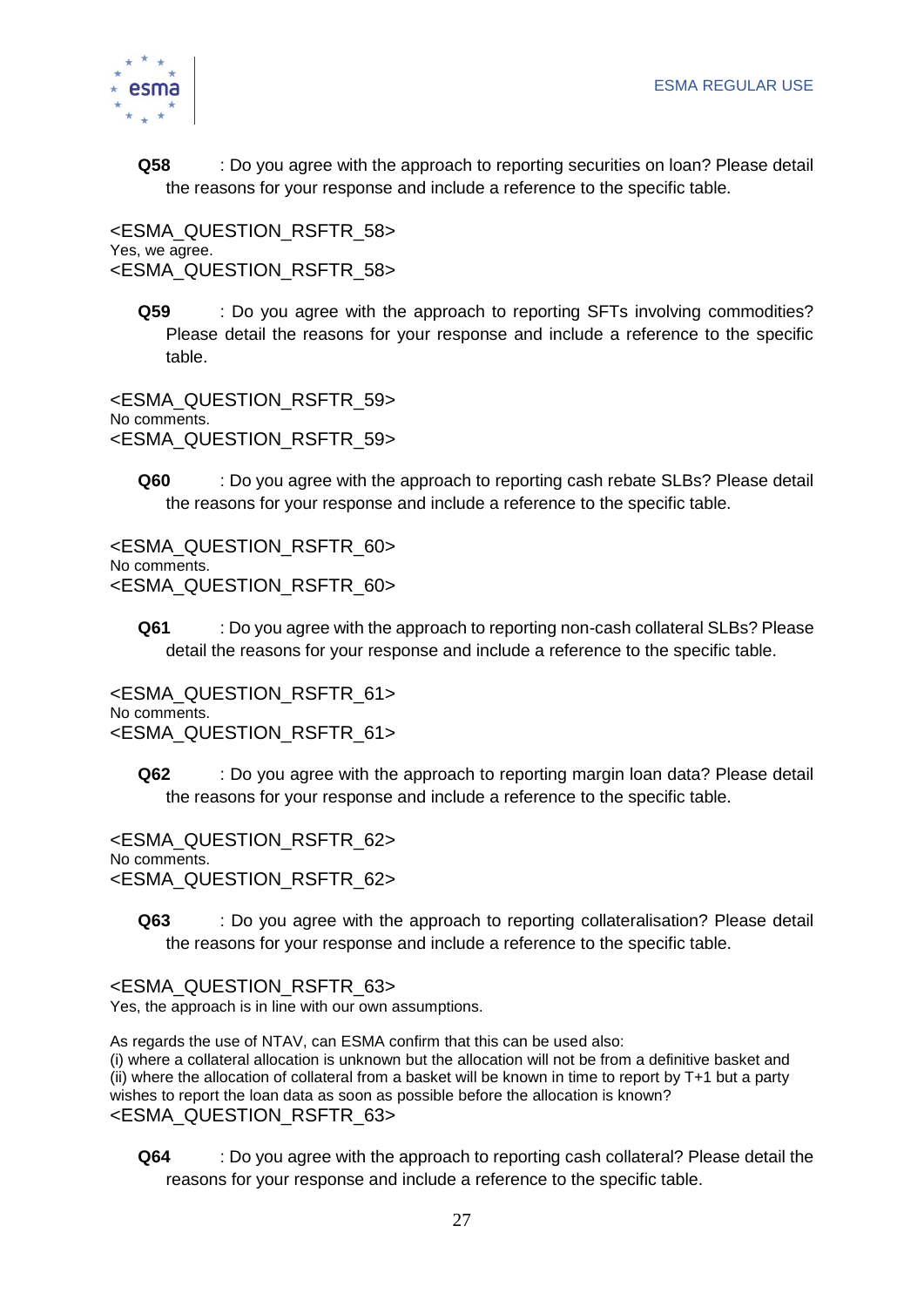**Q58** : Do you agree with the approach to reporting securities on loan? Please detail the reasons for your response and include a reference to the specific table.

<ESMA_QUESTION_RSFTR_58>
Yes, we agree.
<ESMA_QUESTION_RSFTR_58>

**Q59** : Do you agree with the approach to reporting SFTs involving commodities? Please detail the reasons for your response and include a reference to the specific table.

<ESMA_QUESTION_RSFTR_59>
No comments.
<ESMA_QUESTION_RSFTR_59>

**Q60** : Do you agree with the approach to reporting cash rebate SLBs? Please detail the reasons for your response and include a reference to the specific table.

<ESMA_QUESTION_RSFTR_60>
No comments.
<ESMA_QUESTION_RSFTR_60>

**Q61** : Do you agree with the approach to reporting non-cash collateral SLBs? Please detail the reasons for your response and include a reference to the specific table.

<ESMA_QUESTION_RSFTR_61>
No comments.
<ESMA_QUESTION_RSFTR_61>

**Q62** : Do you agree with the approach to reporting margin loan data? Please detail the reasons for your response and include a reference to the specific table.

<ESMA_QUESTION_RSFTR_62>
No comments.
<ESMA_QUESTION_RSFTR_62>

**Q63** : Do you agree with the approach to reporting collateralisation? Please detail the reasons for your response and include a reference to the specific table.

<ESMA_QUESTION_RSFTR_63>
Yes, the approach is in line with our own assumptions.

As regards the use of NTAV, can ESMA confirm that this can be used also:
(i) where a collateral allocation is unknown but the allocation will not be from a definitive basket and
(ii) where the allocation of collateral from a basket will be known in time to report by T+1 but a party wishes to report the loan data as soon as possible before the allocation is known?
<ESMA_QUESTION_RSFTR_63>

**Q64** : Do you agree with the approach to reporting cash collateral? Please detail the reasons for your response and include a reference to the specific table.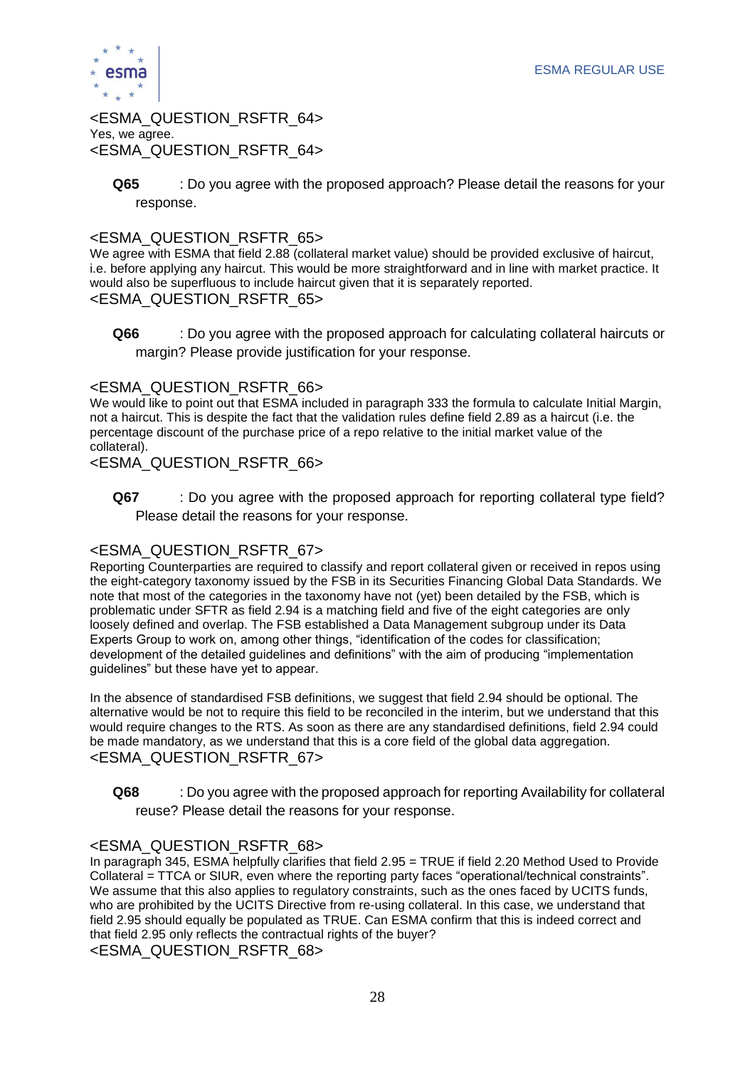<ESMA_QUESTION_RSFTR_64>
Yes, we agree.
<ESMA_QUESTION_RSFTR_64>

**Q65** : Do you agree with the proposed approach? Please detail the reasons for your response.

<ESMA_QUESTION_RSFTR_65>
We agree with ESMA that field 2.88 (collateral market value) should be provided exclusive of haircut, i.e. before applying any haircut. This would be more straightforward and in line with market practice. It would also be superfluous to include haircut given that it is separately reported.
<ESMA_QUESTION_RSFTR_65>

**Q66** : Do you agree with the proposed approach for calculating collateral haircuts or margin? Please provide justification for your response.

<ESMA_QUESTION_RSFTR_66>
We would like to point out that ESMA included in paragraph 333 the formula to calculate Initial Margin, not a haircut. This is despite the fact that the validation rules define field 2.89 as a haircut (i.e. the percentage discount of the purchase price of a repo relative to the initial market value of the collateral).
<ESMA_QUESTION_RSFTR_66>

**Q67** : Do you agree with the proposed approach for reporting collateral type field? Please detail the reasons for your response.

<ESMA_QUESTION_RSFTR_67>
Reporting Counterparties are required to classify and report collateral given or received in repos using the eight-category taxonomy issued by the FSB in its Securities Financing Global Data Standards. We note that most of the categories in the taxonomy have not (yet) been detailed by the FSB, which is problematic under SFTR as field 2.94 is a matching field and five of the eight categories are only loosely defined and overlap. The FSB established a Data Management subgroup under its Data Experts Group to work on, among other things, "identification of the codes for classification; development of the detailed guidelines and definitions" with the aim of producing "implementation guidelines" but these have yet to appear.

In the absence of standardised FSB definitions, we suggest that field 2.94 should be optional. The alternative would be not to require this field to be reconciled in the interim, but we understand that this would require changes to the RTS. As soon as there are any standardised definitions, field 2.94 could be made mandatory, as we understand that this is a core field of the global data aggregation.
<ESMA_QUESTION_RSFTR_67>

**Q68** : Do you agree with the proposed approach for reporting Availability for collateral reuse? Please detail the reasons for your response.

<ESMA_QUESTION_RSFTR_68>
In paragraph 345, ESMA helpfully clarifies that field 2.95 = TRUE if field 2.20 Method Used to Provide Collateral = TTCA or SIUR, even where the reporting party faces "operational/technical constraints". We assume that this also applies to regulatory constraints, such as the ones faced by UCITS funds, who are prohibited by the UCITS Directive from re-using collateral. In this case, we understand that field 2.95 should equally be populated as TRUE. Can ESMA confirm that this is indeed correct and that field 2.95 only reflects the contractual rights of the buyer?
<ESMA_QUESTION_RSFTR_68>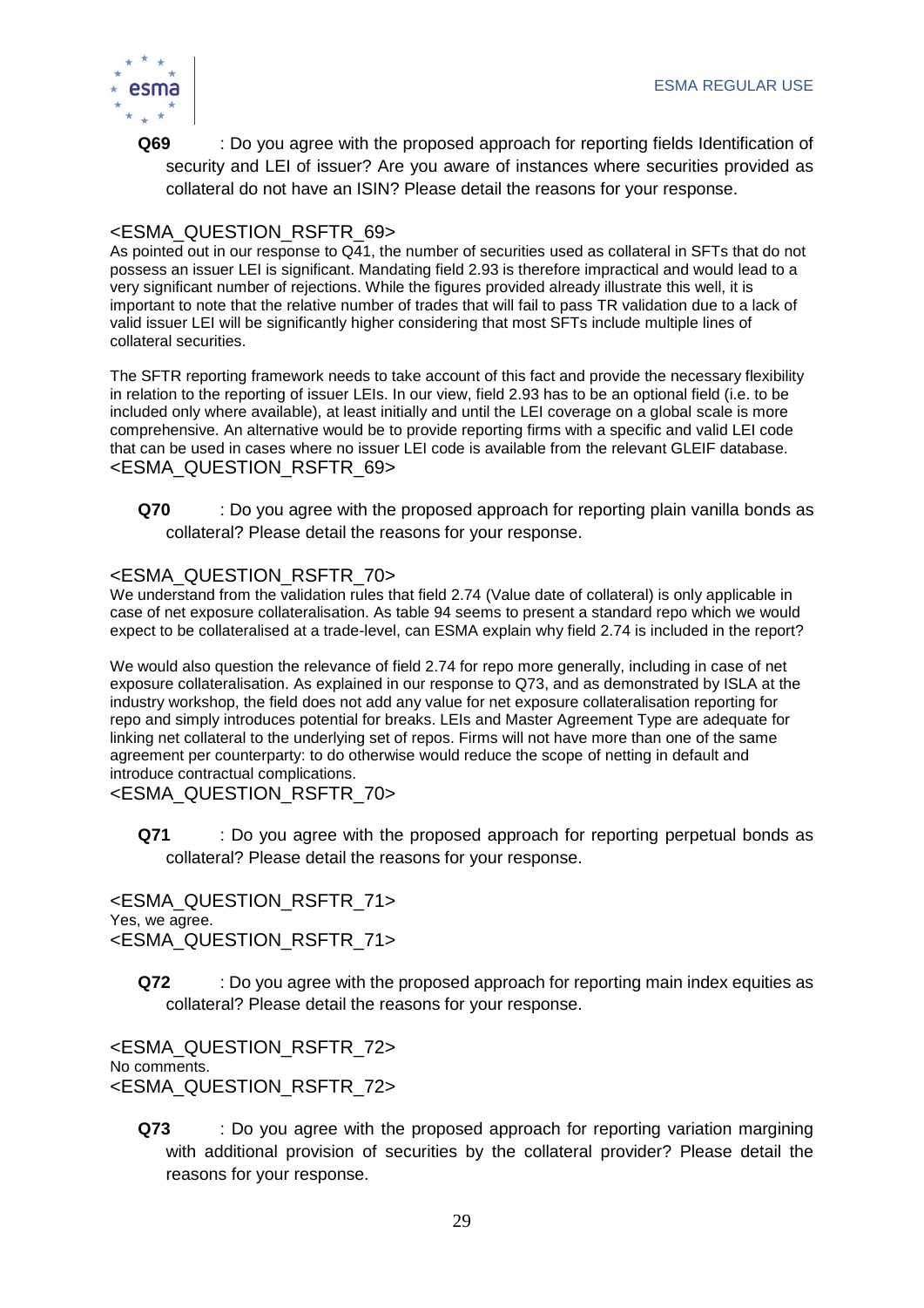**Q69** : Do you agree with the proposed approach for reporting fields Identification of security and LEI of issuer? Are you aware of instances where securities provided as collateral do not have an ISIN? Please detail the reasons for your response.

<ESMA_QUESTION_RSFTR_69>
As pointed out in our response to Q41, the number of securities used as collateral in SFTs that do not possess an issuer LEI is significant. Mandating field 2.93 is therefore impractical and would lead to a very significant number of rejections. While the figures provided already illustrate this well, it is important to note that the relative number of trades that will fail to pass TR validation due to a lack of valid issuer LEI will be significantly higher considering that most SFTs include multiple lines of collateral securities.

The SFTR reporting framework needs to take account of this fact and provide the necessary flexibility in relation to the reporting of issuer LEIs. In our view, field 2.93 has to be an optional field (i.e. to be included only where available), at least initially and until the LEI coverage on a global scale is more comprehensive. An alternative would be to provide reporting firms with a specific and valid LEI code that can be used in cases where no issuer LEI code is available from the relevant GLEIF database.
<ESMA_QUESTION_RSFTR_69>

**Q70** : Do you agree with the proposed approach for reporting plain vanilla bonds as collateral? Please detail the reasons for your response.

<ESMA_QUESTION_RSFTR_70>
We understand from the validation rules that field 2.74 (Value date of collateral) is only applicable in case of net exposure collateralisation. As table 94 seems to present a standard repo which we would expect to be collateralised at a trade-level, can ESMA explain why field 2.74 is included in the report?

We would also question the relevance of field 2.74 for repo more generally, including in case of net exposure collateralisation. As explained in our response to Q73, and as demonstrated by ISLA at the industry workshop, the field does not add any value for net exposure collateralisation reporting for repo and simply introduces potential for breaks. LEIs and Master Agreement Type are adequate for linking net collateral to the underlying set of repos. Firms will not have more than one of the same agreement per counterparty: to do otherwise would reduce the scope of netting in default and introduce contractual complications.
<ESMA_QUESTION_RSFTR_70>

**Q71** : Do you agree with the proposed approach for reporting perpetual bonds as collateral? Please detail the reasons for your response.

<ESMA_QUESTION_RSFTR_71>
Yes, we agree.
<ESMA_QUESTION_RSFTR_71>

**Q72** : Do you agree with the proposed approach for reporting main index equities as collateral? Please detail the reasons for your response.

<ESMA_QUESTION_RSFTR_72>
No comments.
<ESMA_QUESTION_RSFTR_72>

**Q73** : Do you agree with the proposed approach for reporting variation margining with additional provision of securities by the collateral provider? Please detail the reasons for your response.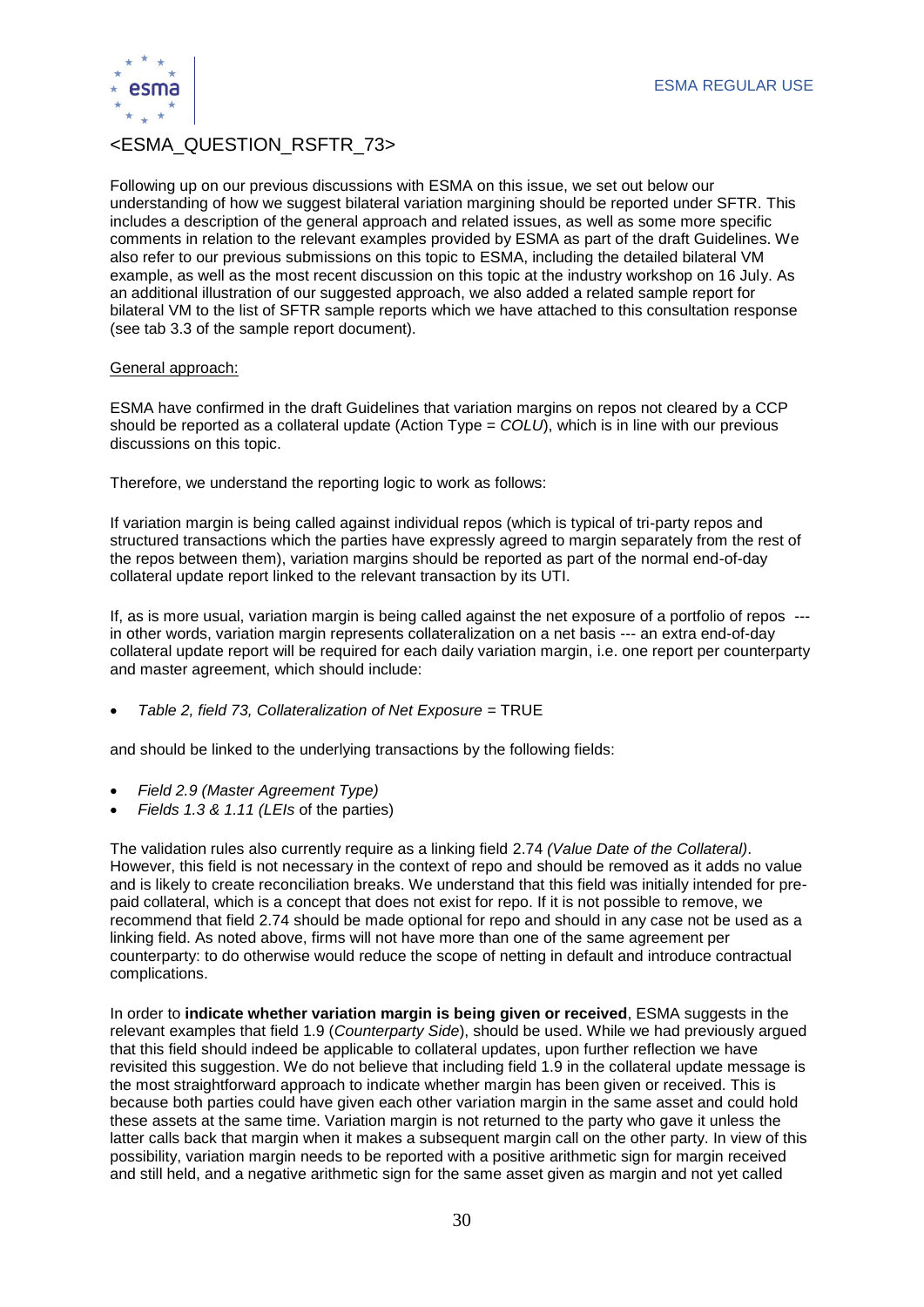<ESMA_QUESTION_RSFTR_73>

Following up on our previous discussions with ESMA on this issue, we set out below our understanding of how we suggest bilateral variation margining should be reported under SFTR. This includes a description of the general approach and related issues, as well as some more specific comments in relation to the relevant examples provided by ESMA as part of the draft Guidelines. We also refer to our previous submissions on this topic to ESMA, including the detailed bilateral VM example, as well as the most recent discussion on this topic at the industry workshop on 16 July. As an additional illustration of our suggested approach, we also added a related sample report for bilateral VM to the list of SFTR sample reports which we have attached to this consultation response (see tab 3.3 of the sample report document).

General approach:

ESMA have confirmed in the draft Guidelines that variation margins on repos not cleared by a CCP should be reported as a collateral update (Action Type = *COLU*), which is in line with our previous discussions on this topic.

Therefore, we understand the reporting logic to work as follows:

If variation margin is being called against individual repos (which is typical of tri-party repos and structured transactions which the parties have expressly agreed to margin separately from the rest of the repos between them), variation margins should be reported as part of the normal end-of-day collateral update report linked to the relevant transaction by its UTI.

If, as is more usual, variation margin is being called against the net exposure of a portfolio of repos --- in other words, variation margin represents collateralization on a net basis --- an extra end-of-day collateral update report will be required for each daily variation margin, i.e. one report per counterparty and master agreement, which should include:

- *Table 2, field 73, Collateralization of Net Exposure* = TRUE

and should be linked to the underlying transactions by the following fields:

- *Field 2.9 (Master Agreement Type)*
- *Fields 1.3 & 1.11 (LEIs* of the parties)

The validation rules also currently require as a linking field 2.74 *(Value Date of the Collateral)*. However, this field is not necessary in the context of repo and should be removed as it adds no value and is likely to create reconciliation breaks. We understand that this field was initially intended for pre-paid collateral, which is a concept that does not exist for repo. If it is not possible to remove, we recommend that field 2.74 should be made optional for repo and should in any case not be used as a linking field. As noted above, firms will not have more than one of the same agreement per counterparty: to do otherwise would reduce the scope of netting in default and introduce contractual complications.

In order to **indicate whether variation margin is being given or received**, ESMA suggests in the relevant examples that field 1.9 (*Counterparty Side*), should be used. While we had previously argued that this field should indeed be applicable to collateral updates, upon further reflection we have revisited this suggestion. We do not believe that including field 1.9 in the collateral update message is the most straightforward approach to indicate whether margin has been given or received. This is because both parties could have given each other variation margin in the same asset and could hold these assets at the same time. Variation margin is not returned to the party who gave it unless the latter calls back that margin when it makes a subsequent margin call on the other party. In view of this possibility, variation margin needs to be reported with a positive arithmetic sign for margin received and still held, and a negative arithmetic sign for the same asset given as margin and not yet called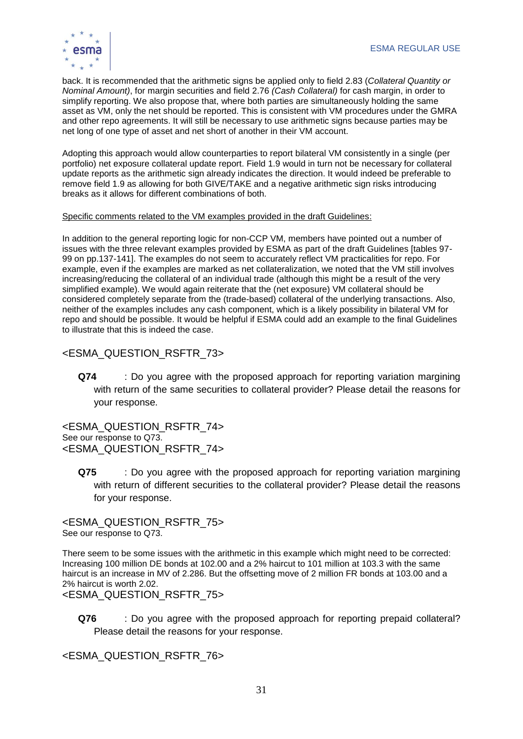back. It is recommended that the arithmetic signs be applied only to field 2.83 (*Collateral Quantity or Nominal Amount)*, for margin securities and field 2.76 *(Cash Collateral)* for cash margin, in order to simplify reporting. We also propose that, where both parties are simultaneously holding the same asset as VM, only the net should be reported. This is consistent with VM procedures under the GMRA and other repo agreements. It will still be necessary to use arithmetic signs because parties may be net long of one type of asset and net short of another in their VM account.

Adopting this approach would allow counterparties to report bilateral VM consistently in a single (per portfolio) net exposure collateral update report. Field 1.9 would in turn not be necessary for collateral update reports as the arithmetic sign already indicates the direction. It would indeed be preferable to remove field 1.9 as allowing for both GIVE/TAKE and a negative arithmetic sign risks introducing breaks as it allows for different combinations of both.

Specific comments related to the VM examples provided in the draft Guidelines:

In addition to the general reporting logic for non-CCP VM, members have pointed out a number of issues with the three relevant examples provided by ESMA as part of the draft Guidelines [tables 97-99 on pp.137-141]. The examples do not seem to accurately reflect VM practicalities for repo. For example, even if the examples are marked as net collateralization, we noted that the VM still involves increasing/reducing the collateral of an individual trade (although this might be a result of the very simplified example). We would again reiterate that the (net exposure) VM collateral should be considered completely separate from the (trade-based) collateral of the underlying transactions. Also, neither of the examples includes any cash component, which is a likely possibility in bilateral VM for repo and should be possible. It would be helpful if ESMA could add an example to the final Guidelines to illustrate that this is indeed the case.

<ESMA_QUESTION_RSFTR_73>

**Q74** : Do you agree with the proposed approach for reporting variation margining with return of the same securities to collateral provider? Please detail the reasons for your response.

<ESMA_QUESTION_RSFTR_74>
See our response to Q73.
<ESMA_QUESTION_RSFTR_74>

**Q75** : Do you agree with the proposed approach for reporting variation margining with return of different securities to the collateral provider? Please detail the reasons for your response.

<ESMA_QUESTION_RSFTR_75>
See our response to Q73.

There seem to be some issues with the arithmetic in this example which might need to be corrected: Increasing 100 million DE bonds at 102.00 and a 2% haircut to 101 million at 103.3 with the same haircut is an increase in MV of 2.286. But the offsetting move of 2 million FR bonds at 103.00 and a 2% haircut is worth 2.02.
<ESMA_QUESTION_RSFTR_75>

**Q76** : Do you agree with the proposed approach for reporting prepaid collateral? Please detail the reasons for your response.

<ESMA_QUESTION_RSFTR_76>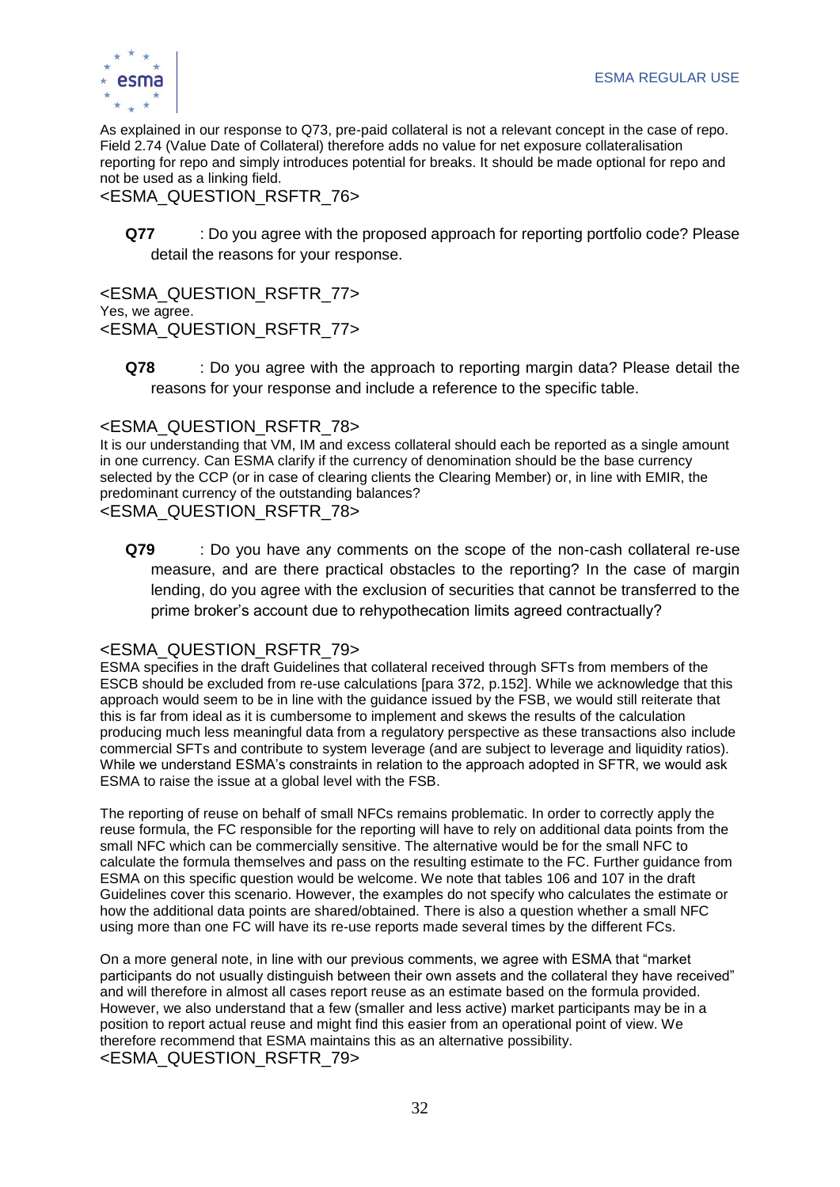As explained in our response to Q73, pre-paid collateral is not a relevant concept in the case of repo. Field 2.74 (Value Date of Collateral) therefore adds no value for net exposure collateralisation reporting for repo and simply introduces potential for breaks. It should be made optional for repo and not be used as a linking field.

<ESMA_QUESTION_RSFTR_76>

**Q77** : Do you agree with the proposed approach for reporting portfolio code? Please detail the reasons for your response.

<ESMA_QUESTION_RSFTR_77>

Yes, we agree.

<ESMA_QUESTION_RSFTR_77>

**Q78** : Do you agree with the approach to reporting margin data? Please detail the reasons for your response and include a reference to the specific table.

<ESMA_QUESTION_RSFTR_78>

It is our understanding that VM, IM and excess collateral should each be reported as a single amount in one currency. Can ESMA clarify if the currency of denomination should be the base currency selected by the CCP (or in case of clearing clients the Clearing Member) or, in line with EMIR, the predominant currency of the outstanding balances?

<ESMA_QUESTION_RSFTR_78>

**Q79** : Do you have any comments on the scope of the non-cash collateral re-use measure, and are there practical obstacles to the reporting? In the case of margin lending, do you agree with the exclusion of securities that cannot be transferred to the prime broker's account due to rehypothecation limits agreed contractually?

<ESMA_QUESTION_RSFTR_79>

ESMA specifies in the draft Guidelines that collateral received through SFTs from members of the ESCB should be excluded from re-use calculations [para 372, p.152]. While we acknowledge that this approach would seem to be in line with the guidance issued by the FSB, we would still reiterate that this is far from ideal as it is cumbersome to implement and skews the results of the calculation producing much less meaningful data from a regulatory perspective as these transactions also include commercial SFTs and contribute to system leverage (and are subject to leverage and liquidity ratios). While we understand ESMA's constraints in relation to the approach adopted in SFTR, we would ask ESMA to raise the issue at a global level with the FSB.

The reporting of reuse on behalf of small NFCs remains problematic. In order to correctly apply the reuse formula, the FC responsible for the reporting will have to rely on additional data points from the small NFC which can be commercially sensitive. The alternative would be for the small NFC to calculate the formula themselves and pass on the resulting estimate to the FC. Further guidance from ESMA on this specific question would be welcome. We note that tables 106 and 107 in the draft Guidelines cover this scenario. However, the examples do not specify who calculates the estimate or how the additional data points are shared/obtained. There is also a question whether a small NFC using more than one FC will have its re-use reports made several times by the different FCs.

On a more general note, in line with our previous comments, we agree with ESMA that "market participants do not usually distinguish between their own assets and the collateral they have received" and will therefore in almost all cases report reuse as an estimate based on the formula provided. However, we also understand that a few (smaller and less active) market participants may be in a position to report actual reuse and might find this easier from an operational point of view. We therefore recommend that ESMA maintains this as an alternative possibility.

<ESMA_QUESTION_RSFTR_79>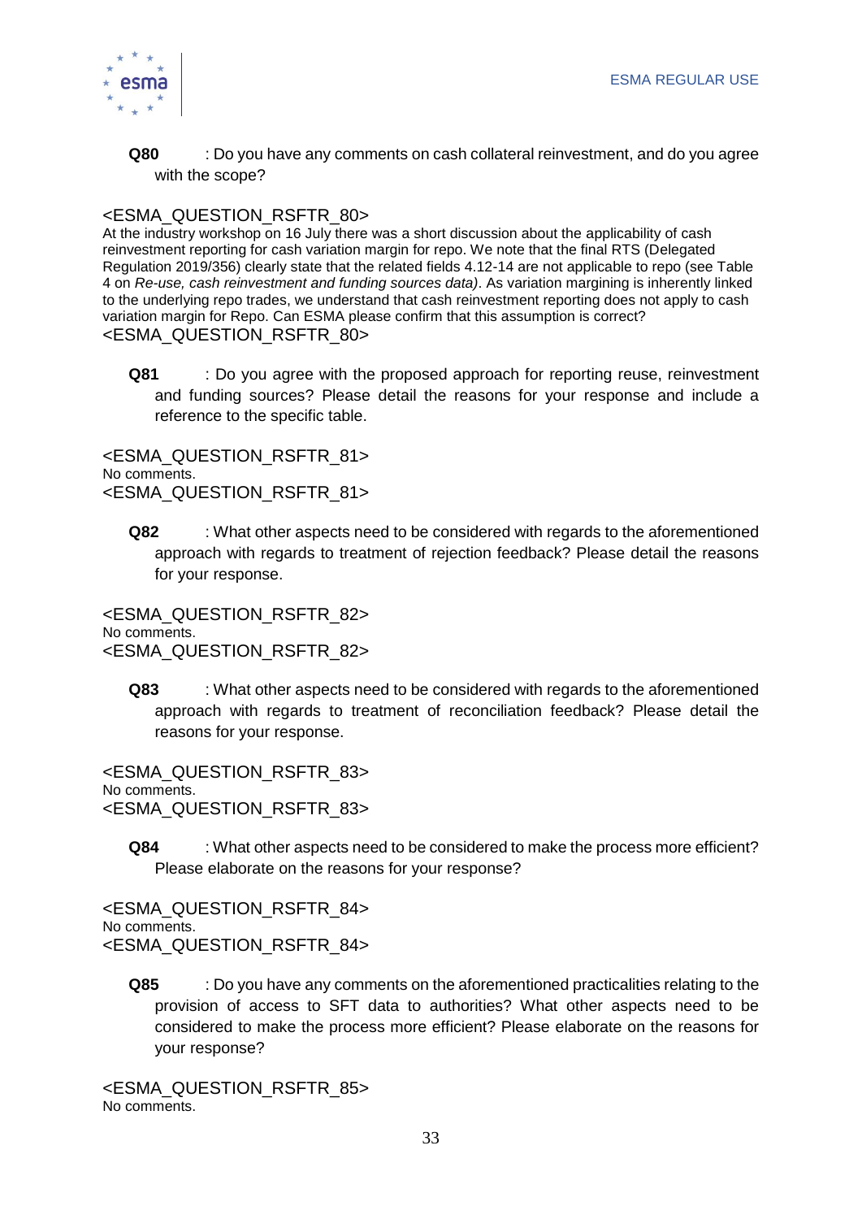**Q80** : Do you have any comments on cash collateral reinvestment, and do you agree with the scope?

<ESMA_QUESTION_RSFTR_80>
At the industry workshop on 16 July there was a short discussion about the applicability of cash reinvestment reporting for cash variation margin for repo. We note that the final RTS (Delegated Regulation 2019/356) clearly state that the related fields 4.12-14 are not applicable to repo (see Table 4 on *Re-use, cash reinvestment and funding sources data)*. As variation margining is inherently linked to the underlying repo trades, we understand that cash reinvestment reporting does not apply to cash variation margin for Repo. Can ESMA please confirm that this assumption is correct?
<ESMA_QUESTION_RSFTR_80>

**Q81** : Do you agree with the proposed approach for reporting reuse, reinvestment and funding sources? Please detail the reasons for your response and include a reference to the specific table.

<ESMA_QUESTION_RSFTR_81>
No comments.
<ESMA_QUESTION_RSFTR_81>

**Q82** : What other aspects need to be considered with regards to the aforementioned approach with regards to treatment of rejection feedback? Please detail the reasons for your response.

<ESMA_QUESTION_RSFTR_82>
No comments.
<ESMA_QUESTION_RSFTR_82>

**Q83** : What other aspects need to be considered with regards to the aforementioned approach with regards to treatment of reconciliation feedback? Please detail the reasons for your response.

<ESMA_QUESTION_RSFTR_83>
No comments.
<ESMA_QUESTION_RSFTR_83>

**Q84** : What other aspects need to be considered to make the process more efficient? Please elaborate on the reasons for your response?

<ESMA_QUESTION_RSFTR_84>
No comments.
<ESMA_QUESTION_RSFTR_84>

**Q85** : Do you have any comments on the aforementioned practicalities relating to the provision of access to SFT data to authorities? What other aspects need to be considered to make the process more efficient? Please elaborate on the reasons for your response?

<ESMA_QUESTION_RSFTR_85>
No comments.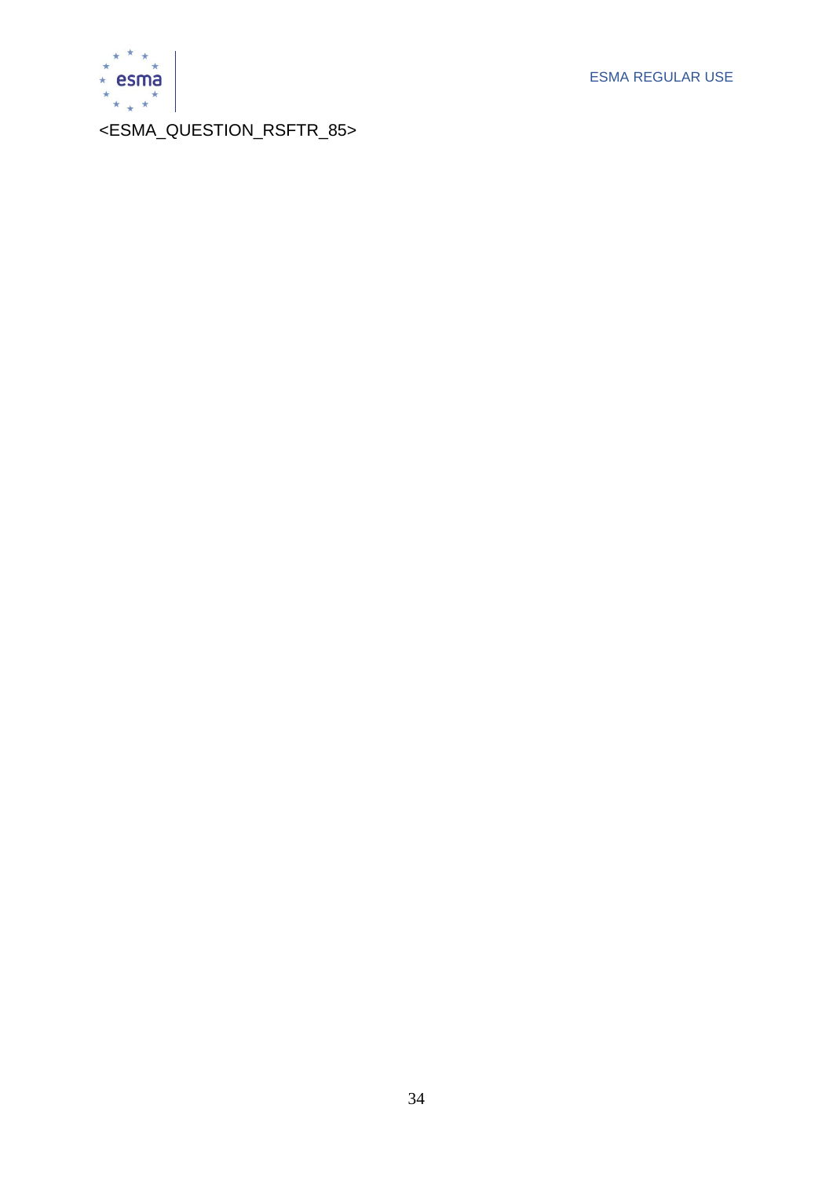<ESMA_QUESTION_RSFTR_85>